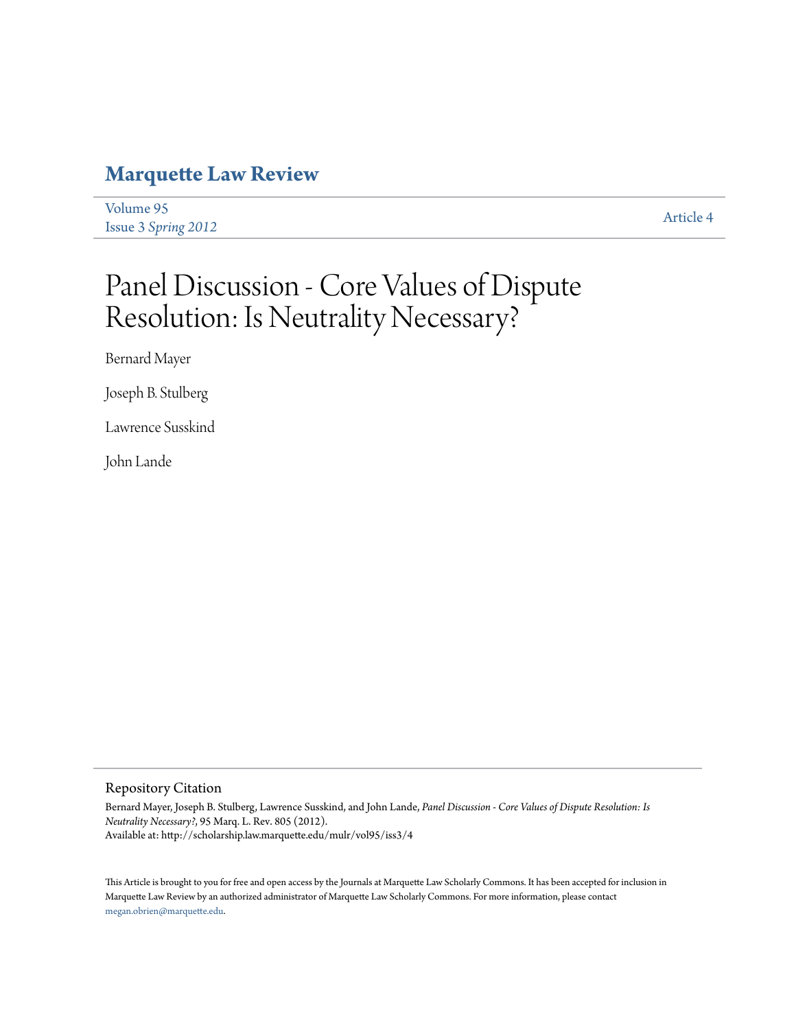# Marquette Law Review

Volume 95
Issue 3 *Spring 2012*

Article 4

# Panel Discussion - Core Values of Dispute Resolution: Is Neutrality Necessary?

Bernard Mayer

Joseph B. Stulberg

Lawrence Susskind

John Lande

## Repository Citation

Bernard Mayer, Joseph B. Stulberg, Lawrence Susskind, and John Lande, *Panel Discussion - Core Values of Dispute Resolution: Is Neutrality Necessary?*, 95 Marq. L. Rev. 805 (2012).
Available at: http://scholarship.law.marquette.edu/mulr/vol95/iss3/4

This Article is brought to you for free and open access by the Journals at Marquette Law Scholarly Commons. It has been accepted for inclusion in Marquette Law Review by an authorized administrator of Marquette Law Scholarly Commons. For more information, please contact megan.obrien@marquette.edu.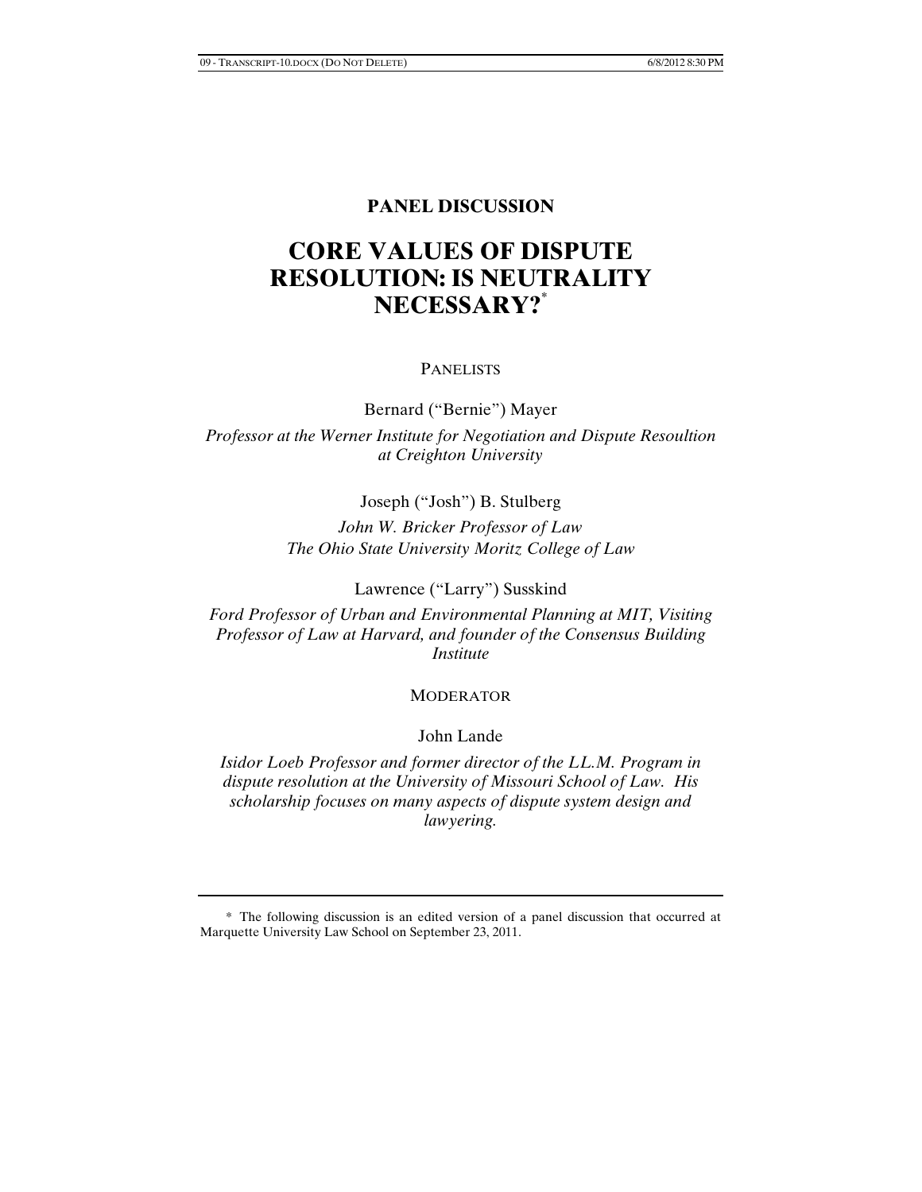**PANEL DISCUSSION**

# CORE VALUES OF DISPUTE RESOLUTION: IS NEUTRALITY NECESSARY?*

PANELISTS

Bernard ("Bernie") Mayer

*Professor at the Werner Institute for Negotiation and Dispute Resoultion at Creighton University*

Joseph ("Josh") B. Stulberg

*John W. Bricker Professor of Law*
*The Ohio State University Moritz College of Law*

Lawrence ("Larry") Susskind

*Ford Professor of Urban and Environmental Planning at MIT, Visiting Professor of Law at Harvard, and founder of the Consensus Building Institute*

MODERATOR

John Lande

*Isidor Loeb Professor and former director of the LL.M. Program in dispute resolution at the University of Missouri School of Law. His scholarship focuses on many aspects of dispute system design and lawyering.*

---

\* The following discussion is an edited version of a panel discussion that occurred at Marquette University Law School on September 23, 2011.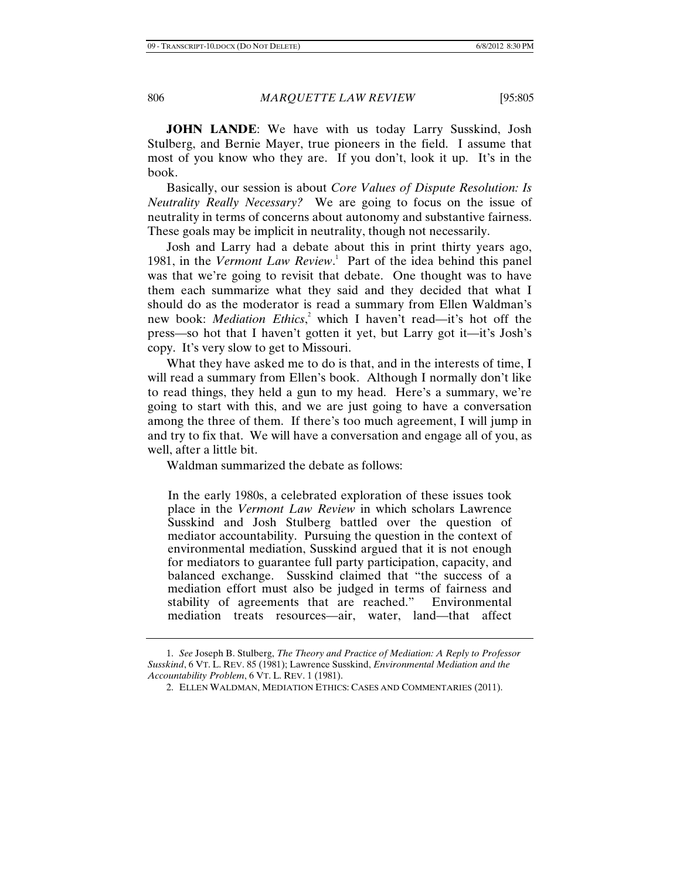**JOHN LANDE**: We have with us today Larry Susskind, Josh Stulberg, and Bernie Mayer, true pioneers in the field. I assume that most of you know who they are. If you don't, look it up. It's in the book.

Basically, our session is about *Core Values of Dispute Resolution: Is Neutrality Really Necessary?* We are going to focus on the issue of neutrality in terms of concerns about autonomy and substantive fairness. These goals may be implicit in neutrality, though not necessarily.

Josh and Larry had a debate about this in print thirty years ago, 1981, in the *Vermont Law Review*.[1] Part of the idea behind this panel was that we're going to revisit that debate. One thought was to have them each summarize what they said and they decided that what I should do as the moderator is read a summary from Ellen Waldman's new book: *Mediation Ethics*,[2] which I haven't read—it's hot off the press—so hot that I haven't gotten it yet, but Larry got it—it's Josh's copy. It's very slow to get to Missouri.

What they have asked me to do is that, and in the interests of time, I will read a summary from Ellen's book. Although I normally don't like to read things, they held a gun to my head. Here's a summary, we're going to start with this, and we are just going to have a conversation among the three of them. If there's too much agreement, I will jump in and try to fix that. We will have a conversation and engage all of you, as well, after a little bit.

Waldman summarized the debate as follows:

> In the early 1980s, a celebrated exploration of these issues took place in the *Vermont Law Review* in which scholars Lawrence Susskind and Josh Stulberg battled over the question of mediator accountability. Pursuing the question in the context of environmental mediation, Susskind argued that it is not enough for mediators to guarantee full party participation, capacity, and balanced exchange. Susskind claimed that "the success of a mediation effort must also be judged in terms of fairness and stability of agreements that are reached." Environmental mediation treats resources—air, water, land—that affect

1. *See* Joseph B. Stulberg, *The Theory and Practice of Mediation: A Reply to Professor Susskind*, 6 VT. L. REV. 85 (1981); Lawrence Susskind, *Environmental Mediation and the Accountability Problem*, 6 VT. L. REV. 1 (1981).

2. ELLEN WALDMAN, MEDIATION ETHICS: CASES AND COMMENTARIES (2011).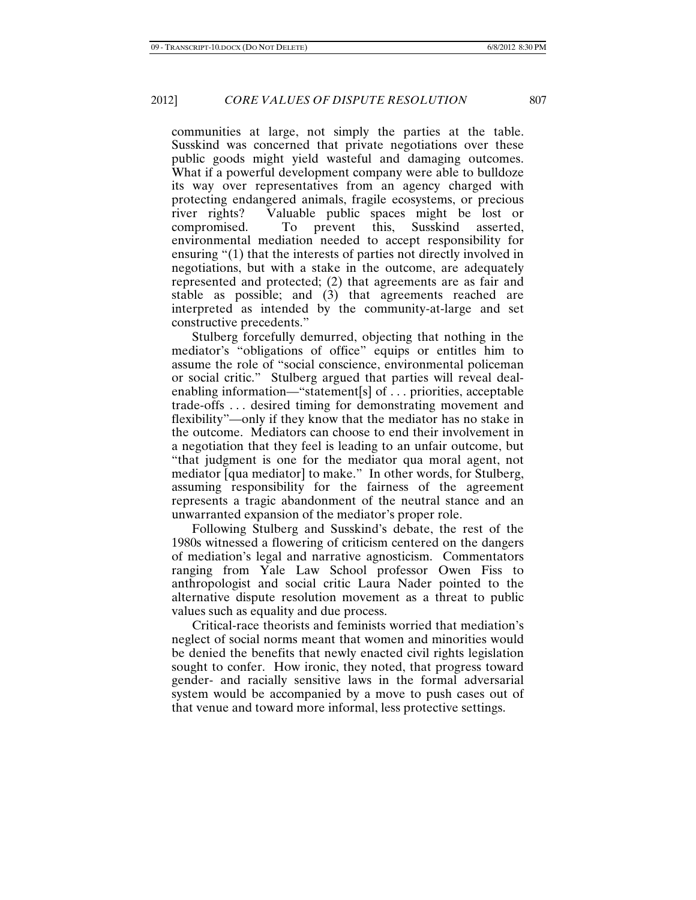communities at large, not simply the parties at the table. Susskind was concerned that private negotiations over these public goods might yield wasteful and damaging outcomes. What if a powerful development company were able to bulldoze its way over representatives from an agency charged with protecting endangered animals, fragile ecosystems, or precious river rights? Valuable public spaces might be lost or compromised. To prevent this, Susskind asserted, environmental mediation needed to accept responsibility for ensuring "(1) that the interests of parties not directly involved in negotiations, but with a stake in the outcome, are adequately represented and protected; (2) that agreements are as fair and stable as possible; and (3) that agreements reached are interpreted as intended by the community-at-large and set constructive precedents."

Stulberg forcefully demurred, objecting that nothing in the mediator's "obligations of office" equips or entitles him to assume the role of "social conscience, environmental policeman or social critic." Stulberg argued that parties will reveal deal-enabling information—"statement[s] of . . . priorities, acceptable trade-offs . . . desired timing for demonstrating movement and flexibility"—only if they know that the mediator has no stake in the outcome. Mediators can choose to end their involvement in a negotiation that they feel is leading to an unfair outcome, but "that judgment is one for the mediator qua moral agent, not mediator [qua mediator] to make." In other words, for Stulberg, assuming responsibility for the fairness of the agreement represents a tragic abandonment of the neutral stance and an unwarranted expansion of the mediator's proper role.

Following Stulberg and Susskind's debate, the rest of the 1980s witnessed a flowering of criticism centered on the dangers of mediation's legal and narrative agnosticism. Commentators ranging from Yale Law School professor Owen Fiss to anthropologist and social critic Laura Nader pointed to the alternative dispute resolution movement as a threat to public values such as equality and due process.

Critical-race theorists and feminists worried that mediation's neglect of social norms meant that women and minorities would be denied the benefits that newly enacted civil rights legislation sought to confer. How ironic, they noted, that progress toward gender- and racially sensitive laws in the formal adversarial system would be accompanied by a move to push cases out of that venue and toward more informal, less protective settings.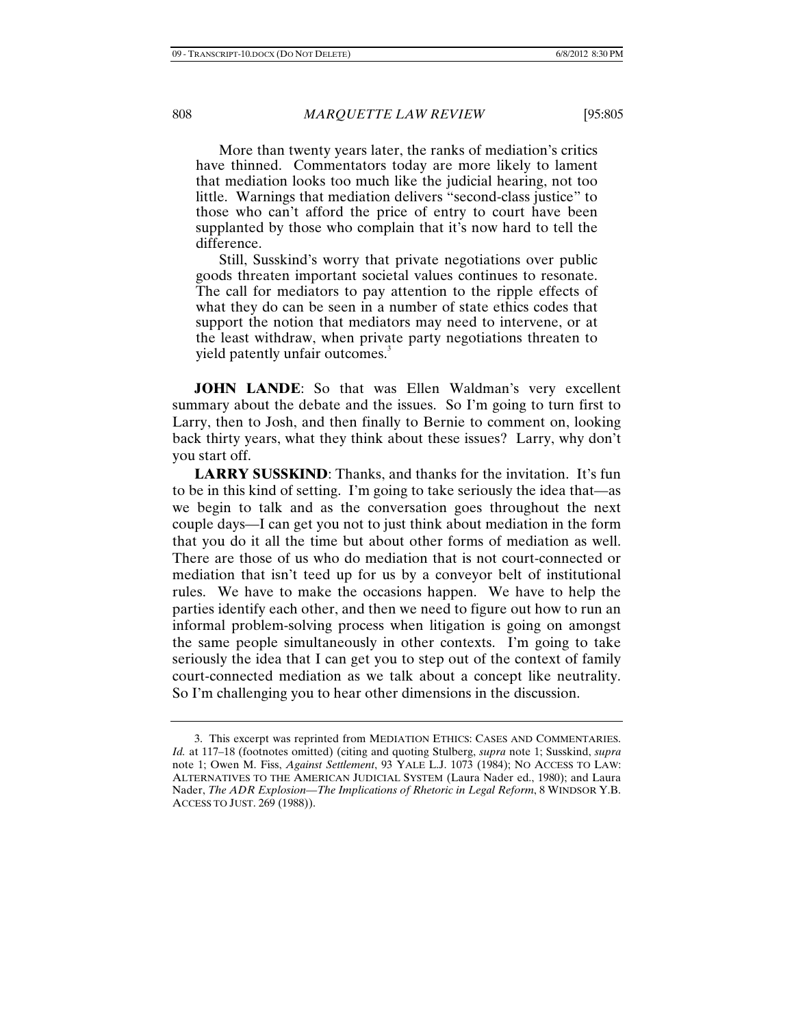> More than twenty years later, the ranks of mediation's critics have thinned. Commentators today are more likely to lament that mediation looks too much like the judicial hearing, not too little. Warnings that mediation delivers "second-class justice" to those who can't afford the price of entry to court have been supplanted by those who complain that it's now hard to tell the difference.
>
> Still, Susskind's worry that private negotiations over public goods threaten important societal values continues to resonate. The call for mediators to pay attention to the ripple effects of what they do can be seen in a number of state ethics codes that support the notion that mediators may need to intervene, or at the least withdraw, when private party negotiations threaten to yield patently unfair outcomes.[3]

**JOHN LANDE**: So that was Ellen Waldman's very excellent summary about the debate and the issues. So I'm going to turn first to Larry, then to Josh, and then finally to Bernie to comment on, looking back thirty years, what they think about these issues? Larry, why don't you start off.

**LARRY SUSSKIND**: Thanks, and thanks for the invitation. It's fun to be in this kind of setting. I'm going to take seriously the idea that—as we begin to talk and as the conversation goes throughout the next couple days—I can get you not to just think about mediation in the form that you do it all the time but about other forms of mediation as well. There are those of us who do mediation that is not court-connected or mediation that isn't teed up for us by a conveyor belt of institutional rules. We have to make the occasions happen. We have to help the parties identify each other, and then we need to figure out how to run an informal problem-solving process when litigation is going on amongst the same people simultaneously in other contexts. I'm going to take seriously the idea that I can get you to step out of the context of family court-connected mediation as we talk about a concept like neutrality. So I'm challenging you to hear other dimensions in the discussion.

---

3. This excerpt was reprinted from MEDIATION ETHICS: CASES AND COMMENTARIES. *Id.* at 117–18 (footnotes omitted) (citing and quoting Stulberg, *supra* note 1; Susskind, *supra* note 1; Owen M. Fiss, *Against Settlement*, 93 YALE L.J. 1073 (1984); NO ACCESS TO LAW: ALTERNATIVES TO THE AMERICAN JUDICIAL SYSTEM (Laura Nader ed., 1980); and Laura Nader, *The ADR Explosion—The Implications of Rhetoric in Legal Reform*, 8 WINDSOR Y.B. ACCESS TO JUST. 269 (1988)).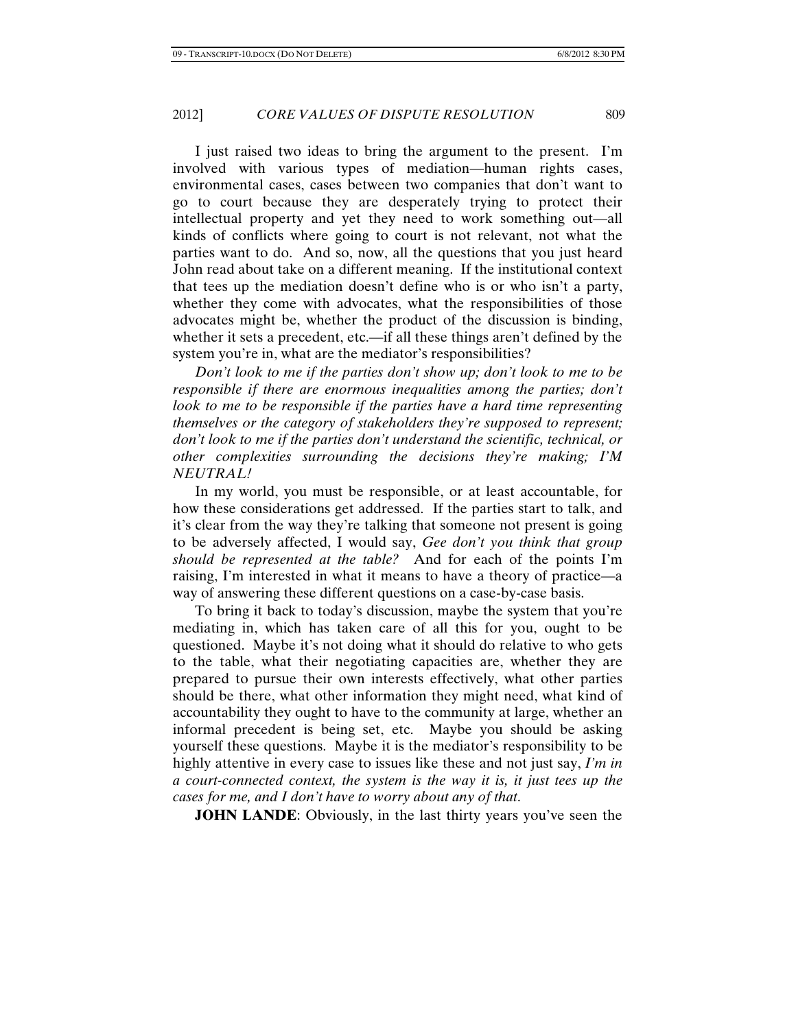I just raised two ideas to bring the argument to the present. I'm involved with various types of mediation—human rights cases, environmental cases, cases between two companies that don't want to go to court because they are desperately trying to protect their intellectual property and yet they need to work something out—all kinds of conflicts where going to court is not relevant, not what the parties want to do. And so, now, all the questions that you just heard John read about take on a different meaning. If the institutional context that tees up the mediation doesn't define who is or who isn't a party, whether they come with advocates, what the responsibilities of those advocates might be, whether the product of the discussion is binding, whether it sets a precedent, etc.—if all these things aren't defined by the system you're in, what are the mediator's responsibilities?

*Don't look to me if the parties don't show up; don't look to me to be responsible if there are enormous inequalities among the parties; don't look to me to be responsible if the parties have a hard time representing themselves or the category of stakeholders they're supposed to represent; don't look to me if the parties don't understand the scientific, technical, or other complexities surrounding the decisions they're making; I'M NEUTRAL!*

In my world, you must be responsible, or at least accountable, for how these considerations get addressed. If the parties start to talk, and it's clear from the way they're talking that someone not present is going to be adversely affected, I would say, *Gee don't you think that group should be represented at the table?* And for each of the points I'm raising, I'm interested in what it means to have a theory of practice—a way of answering these different questions on a case-by-case basis.

To bring it back to today's discussion, maybe the system that you're mediating in, which has taken care of all this for you, ought to be questioned. Maybe it's not doing what it should do relative to who gets to the table, what their negotiating capacities are, whether they are prepared to pursue their own interests effectively, what other parties should be there, what other information they might need, what kind of accountability they ought to have to the community at large, whether an informal precedent is being set, etc. Maybe you should be asking yourself these questions. Maybe it is the mediator's responsibility to be highly attentive in every case to issues like these and not just say, *I'm in a court-connected context, the system is the way it is, it just tees up the cases for me, and I don't have to worry about any of that*.

**JOHN LANDE**: Obviously, in the last thirty years you've seen the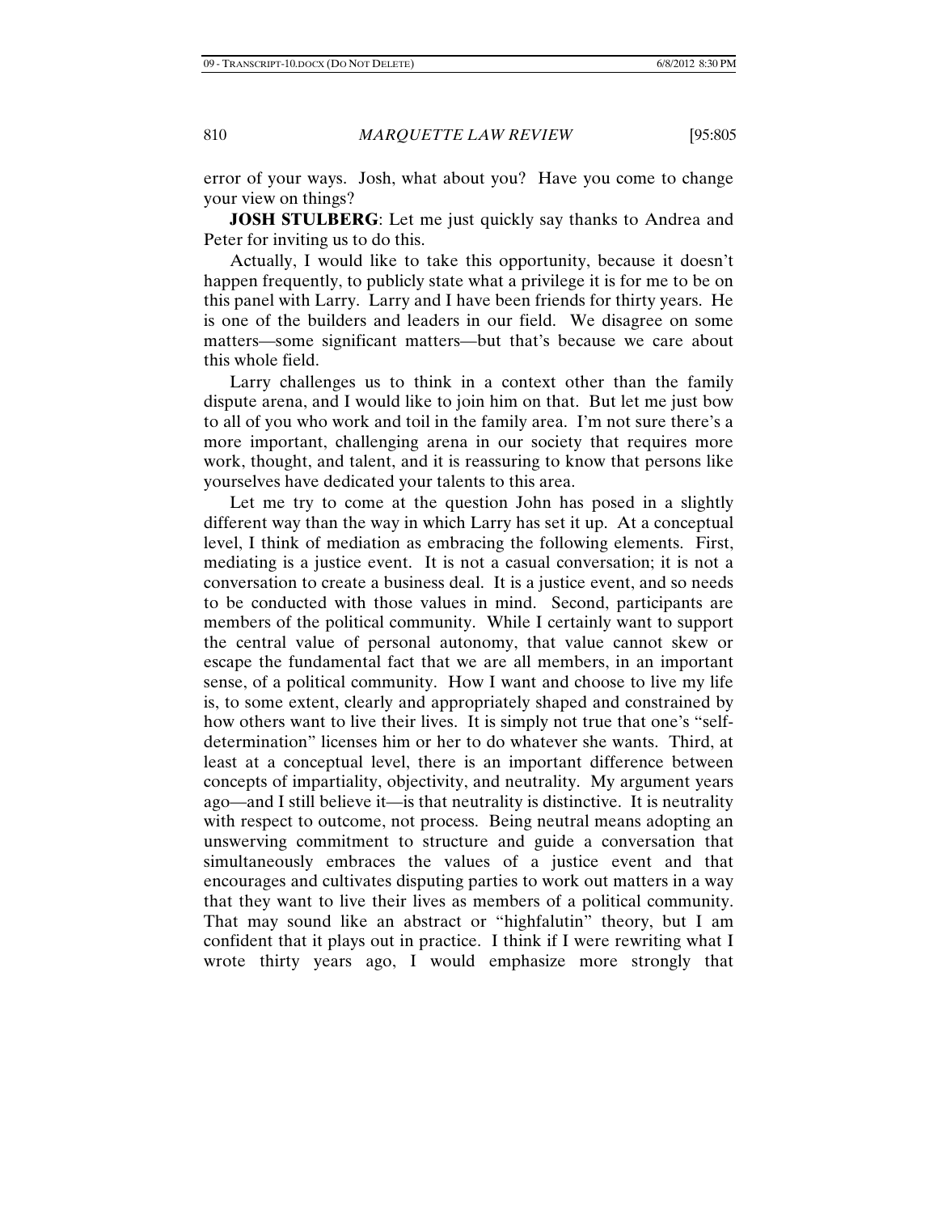error of your ways. Josh, what about you? Have you come to change your view on things?

**JOSH STULBERG**: Let me just quickly say thanks to Andrea and Peter for inviting us to do this.

Actually, I would like to take this opportunity, because it doesn't happen frequently, to publicly state what a privilege it is for me to be on this panel with Larry. Larry and I have been friends for thirty years. He is one of the builders and leaders in our field. We disagree on some matters—some significant matters—but that's because we care about this whole field.

Larry challenges us to think in a context other than the family dispute arena, and I would like to join him on that. But let me just bow to all of you who work and toil in the family area. I'm not sure there's a more important, challenging arena in our society that requires more work, thought, and talent, and it is reassuring to know that persons like yourselves have dedicated your talents to this area.

Let me try to come at the question John has posed in a slightly different way than the way in which Larry has set it up. At a conceptual level, I think of mediation as embracing the following elements. First, mediating is a justice event. It is not a casual conversation; it is not a conversation to create a business deal. It is a justice event, and so needs to be conducted with those values in mind. Second, participants are members of the political community. While I certainly want to support the central value of personal autonomy, that value cannot skew or escape the fundamental fact that we are all members, in an important sense, of a political community. How I want and choose to live my life is, to some extent, clearly and appropriately shaped and constrained by how others want to live their lives. It is simply not true that one's "self-determination" licenses him or her to do whatever she wants. Third, at least at a conceptual level, there is an important difference between concepts of impartiality, objectivity, and neutrality. My argument years ago—and I still believe it—is that neutrality is distinctive. It is neutrality with respect to outcome, not process. Being neutral means adopting an unswerving commitment to structure and guide a conversation that simultaneously embraces the values of a justice event and that encourages and cultivates disputing parties to work out matters in a way that they want to live their lives as members of a political community. That may sound like an abstract or "highfalutin" theory, but I am confident that it plays out in practice. I think if I were rewriting what I wrote thirty years ago, I would emphasize more strongly that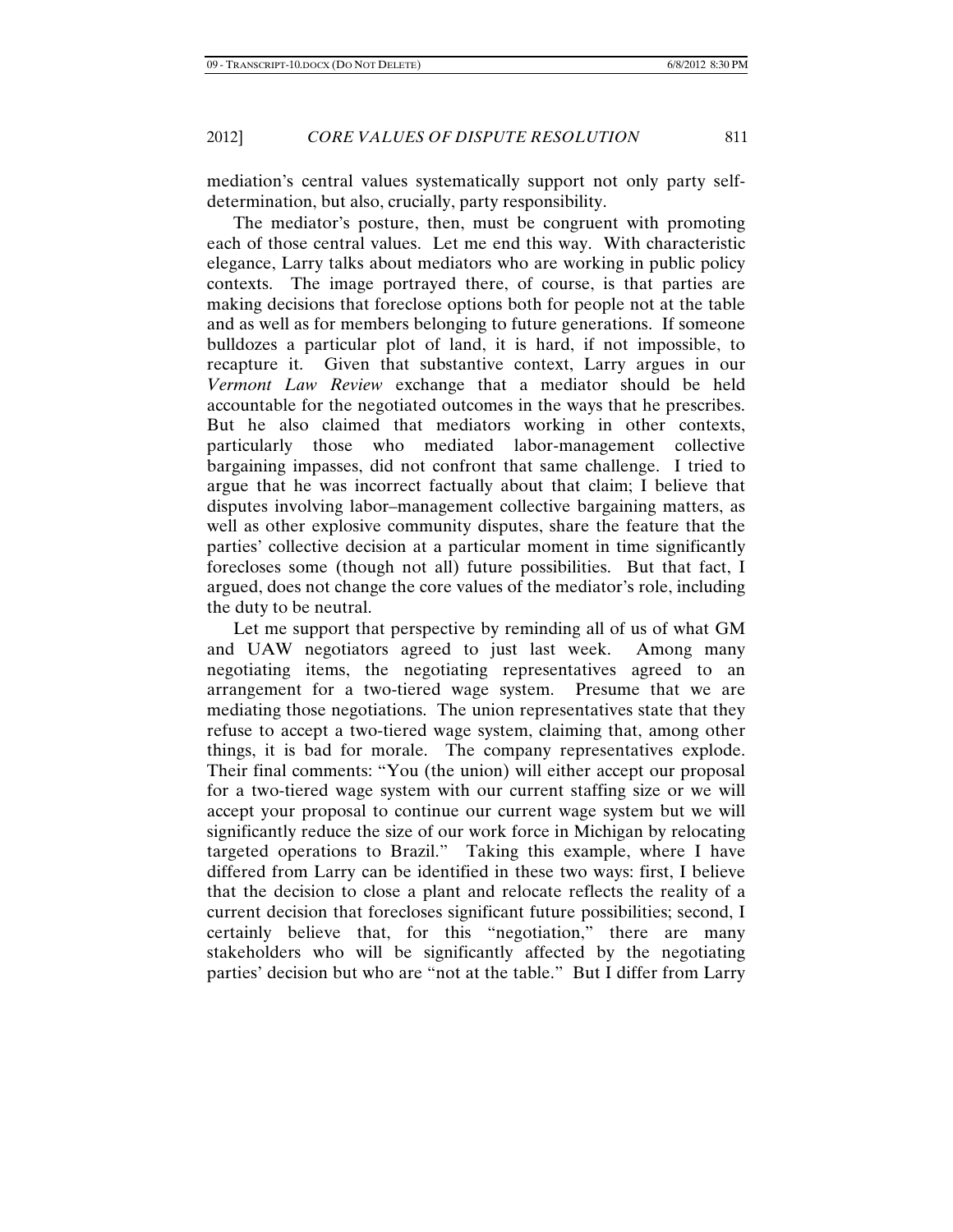mediation's central values systematically support not only party self-determination, but also, crucially, party responsibility.

The mediator's posture, then, must be congruent with promoting each of those central values. Let me end this way. With characteristic elegance, Larry talks about mediators who are working in public policy contexts. The image portrayed there, of course, is that parties are making decisions that foreclose options both for people not at the table and as well as for members belonging to future generations. If someone bulldozes a particular plot of land, it is hard, if not impossible, to recapture it. Given that substantive context, Larry argues in our *Vermont Law Review* exchange that a mediator should be held accountable for the negotiated outcomes in the ways that he prescribes. But he also claimed that mediators working in other contexts, particularly those who mediated labor-management collective bargaining impasses, did not confront that same challenge. I tried to argue that he was incorrect factually about that claim; I believe that disputes involving labor–management collective bargaining matters, as well as other explosive community disputes, share the feature that the parties' collective decision at a particular moment in time significantly forecloses some (though not all) future possibilities. But that fact, I argued, does not change the core values of the mediator's role, including the duty to be neutral.

Let me support that perspective by reminding all of us of what GM and UAW negotiators agreed to just last week. Among many negotiating items, the negotiating representatives agreed to an arrangement for a two-tiered wage system. Presume that we are mediating those negotiations. The union representatives state that they refuse to accept a two-tiered wage system, claiming that, among other things, it is bad for morale. The company representatives explode. Their final comments: "You (the union) will either accept our proposal for a two-tiered wage system with our current staffing size or we will accept your proposal to continue our current wage system but we will significantly reduce the size of our work force in Michigan by relocating targeted operations to Brazil." Taking this example, where I have differed from Larry can be identified in these two ways: first, I believe that the decision to close a plant and relocate reflects the reality of a current decision that forecloses significant future possibilities; second, I certainly believe that, for this "negotiation," there are many stakeholders who will be significantly affected by the negotiating parties' decision but who are "not at the table." But I differ from Larry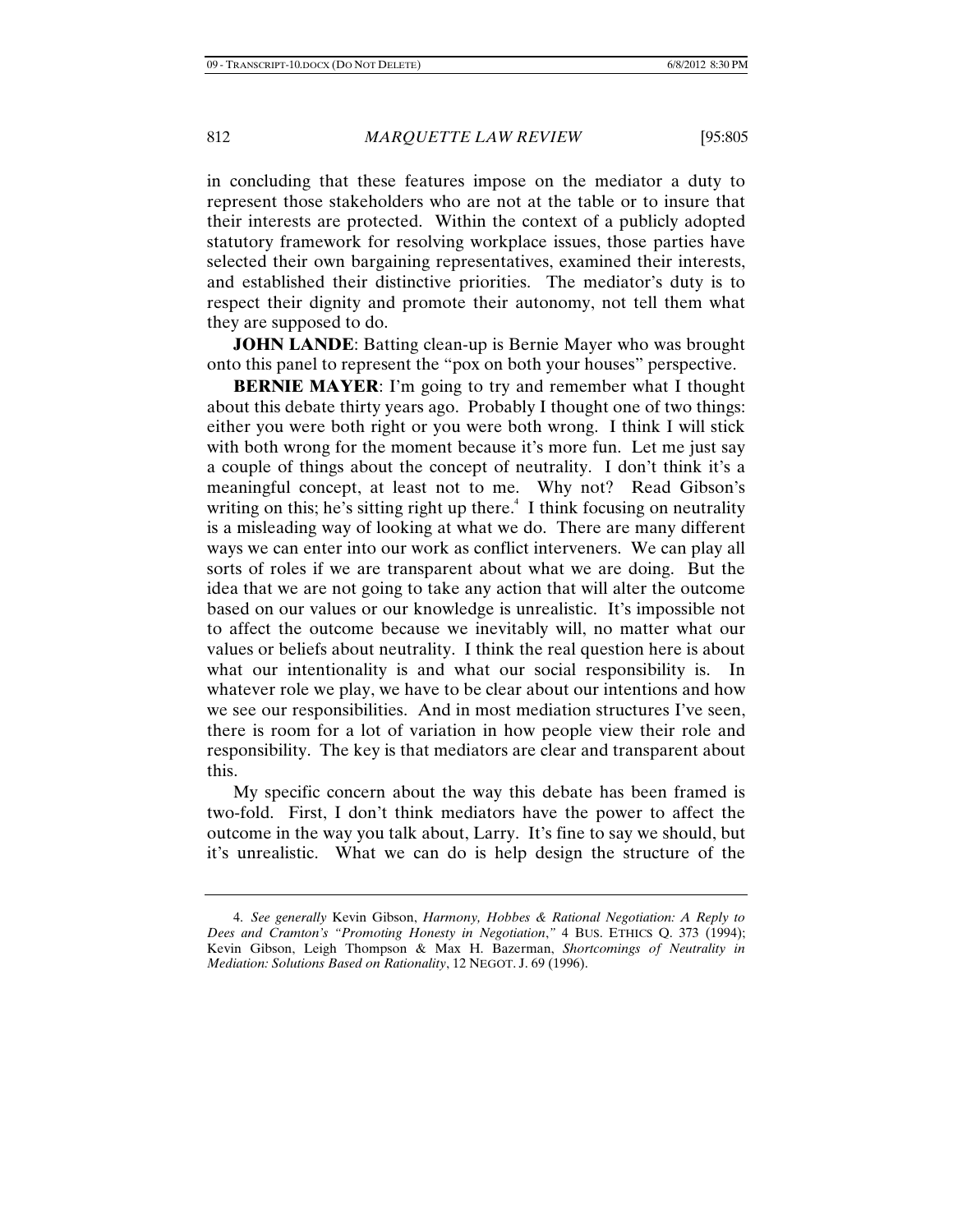in concluding that these features impose on the mediator a duty to represent those stakeholders who are not at the table or to insure that their interests are protected. Within the context of a publicly adopted statutory framework for resolving workplace issues, those parties have selected their own bargaining representatives, examined their interests, and established their distinctive priorities. The mediator's duty is to respect their dignity and promote their autonomy, not tell them what they are supposed to do.

**JOHN LANDE**: Batting clean-up is Bernie Mayer who was brought onto this panel to represent the "pox on both your houses" perspective.

**BERNIE MAYER**: I'm going to try and remember what I thought about this debate thirty years ago. Probably I thought one of two things: either you were both right or you were both wrong. I think I will stick with both wrong for the moment because it's more fun. Let me just say a couple of things about the concept of neutrality. I don't think it's a meaningful concept, at least not to me. Why not? Read Gibson's writing on this; he's sitting right up there.[4] I think focusing on neutrality is a misleading way of looking at what we do. There are many different ways we can enter into our work as conflict interveners. We can play all sorts of roles if we are transparent about what we are doing. But the idea that we are not going to take any action that will alter the outcome based on our values or our knowledge is unrealistic. It's impossible not to affect the outcome because we inevitably will, no matter what our values or beliefs about neutrality. I think the real question here is about what our intentionality is and what our social responsibility is. In whatever role we play, we have to be clear about our intentions and how we see our responsibilities. And in most mediation structures I've seen, there is room for a lot of variation in how people view their role and responsibility. The key is that mediators are clear and transparent about this.

My specific concern about the way this debate has been framed is two-fold. First, I don't think mediators have the power to affect the outcome in the way you talk about, Larry. It's fine to say we should, but it's unrealistic. What we can do is help design the structure of the

---

4. *See generally* Kevin Gibson, *Harmony, Hobbes & Rational Negotiation: A Reply to Dees and Cramton's "Promoting Honesty in Negotiation*,*"* 4 BUS. ETHICS Q. 373 (1994); Kevin Gibson, Leigh Thompson & Max H. Bazerman, *Shortcomings of Neutrality in Mediation: Solutions Based on Rationality*, 12 NEGOT. J. 69 (1996).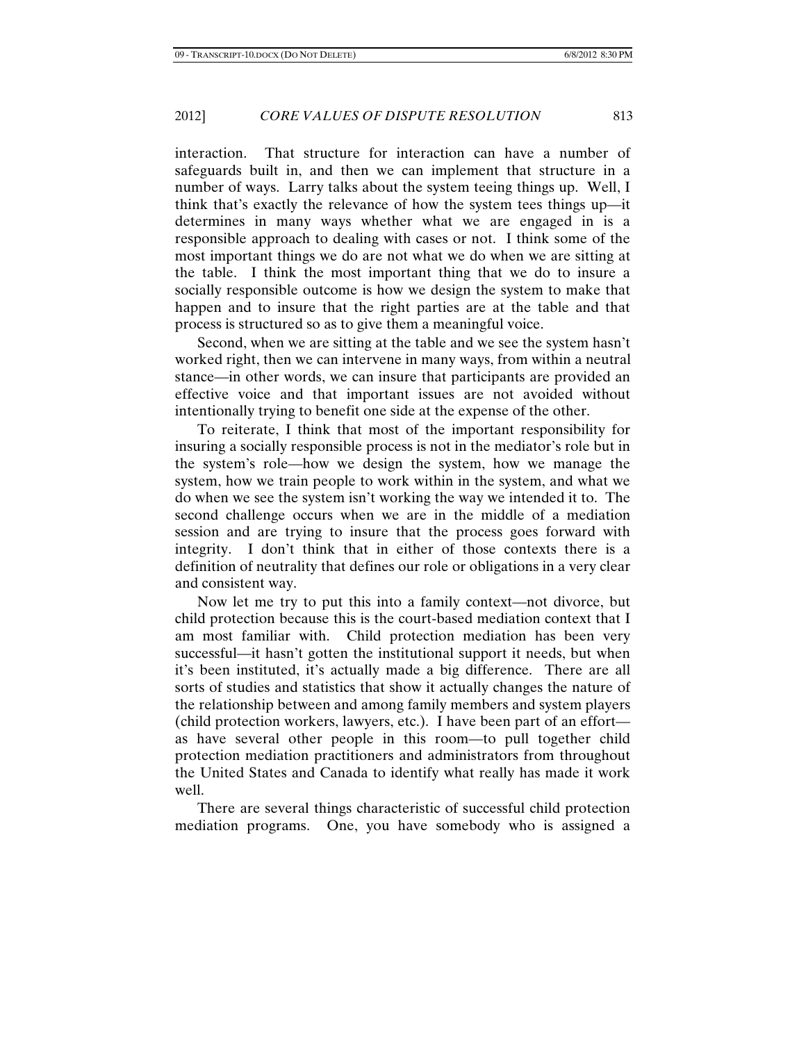interaction. That structure for interaction can have a number of safeguards built in, and then we can implement that structure in a number of ways. Larry talks about the system teeing things up. Well, I think that's exactly the relevance of how the system tees things up—it determines in many ways whether what we are engaged in is a responsible approach to dealing with cases or not. I think some of the most important things we do are not what we do when we are sitting at the table. I think the most important thing that we do to insure a socially responsible outcome is how we design the system to make that happen and to insure that the right parties are at the table and that process is structured so as to give them a meaningful voice.

Second, when we are sitting at the table and we see the system hasn't worked right, then we can intervene in many ways, from within a neutral stance—in other words, we can insure that participants are provided an effective voice and that important issues are not avoided without intentionally trying to benefit one side at the expense of the other.

To reiterate, I think that most of the important responsibility for insuring a socially responsible process is not in the mediator's role but in the system's role—how we design the system, how we manage the system, how we train people to work within in the system, and what we do when we see the system isn't working the way we intended it to. The second challenge occurs when we are in the middle of a mediation session and are trying to insure that the process goes forward with integrity. I don't think that in either of those contexts there is a definition of neutrality that defines our role or obligations in a very clear and consistent way.

Now let me try to put this into a family context—not divorce, but child protection because this is the court-based mediation context that I am most familiar with. Child protection mediation has been very successful—it hasn't gotten the institutional support it needs, but when it's been instituted, it's actually made a big difference. There are all sorts of studies and statistics that show it actually changes the nature of the relationship between and among family members and system players (child protection workers, lawyers, etc.). I have been part of an effort—as have several other people in this room—to pull together child protection mediation practitioners and administrators from throughout the United States and Canada to identify what really has made it work well.

There are several things characteristic of successful child protection mediation programs. One, you have somebody who is assigned a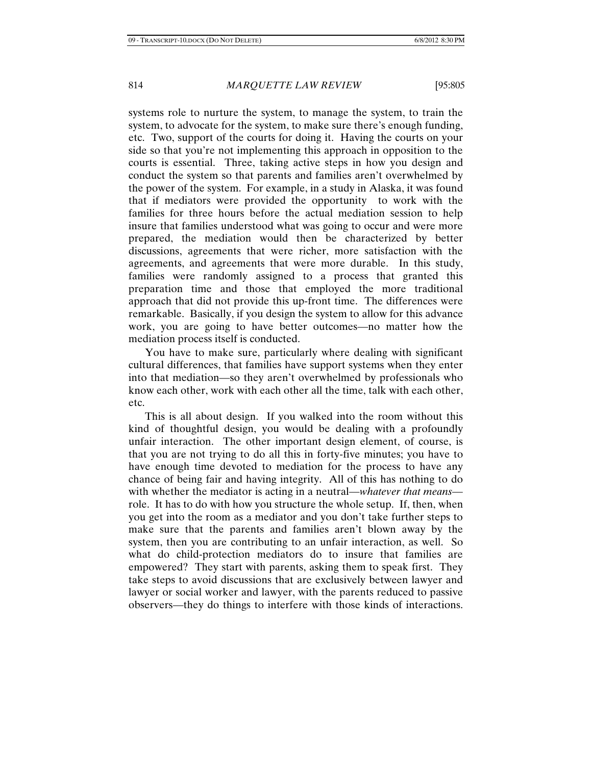systems role to nurture the system, to manage the system, to train the system, to advocate for the system, to make sure there's enough funding, etc. Two, support of the courts for doing it. Having the courts on your side so that you're not implementing this approach in opposition to the courts is essential. Three, taking active steps in how you design and conduct the system so that parents and families aren't overwhelmed by the power of the system. For example, in a study in Alaska, it was found that if mediators were provided the opportunity to work with the families for three hours before the actual mediation session to help insure that families understood what was going to occur and were more prepared, the mediation would then be characterized by better discussions, agreements that were richer, more satisfaction with the agreements, and agreements that were more durable. In this study, families were randomly assigned to a process that granted this preparation time and those that employed the more traditional approach that did not provide this up-front time. The differences were remarkable. Basically, if you design the system to allow for this advance work, you are going to have better outcomes—no matter how the mediation process itself is conducted.

You have to make sure, particularly where dealing with significant cultural differences, that families have support systems when they enter into that mediation—so they aren't overwhelmed by professionals who know each other, work with each other all the time, talk with each other, etc.

This is all about design. If you walked into the room without this kind of thoughtful design, you would be dealing with a profoundly unfair interaction. The other important design element, of course, is that you are not trying to do all this in forty-five minutes; you have to have enough time devoted to mediation for the process to have any chance of being fair and having integrity. All of this has nothing to do with whether the mediator is acting in a neutral—*whatever that means*—role. It has to do with how you structure the whole setup. If, then, when you get into the room as a mediator and you don't take further steps to make sure that the parents and families aren't blown away by the system, then you are contributing to an unfair interaction, as well. So what do child-protection mediators do to insure that families are empowered? They start with parents, asking them to speak first. They take steps to avoid discussions that are exclusively between lawyer and lawyer or social worker and lawyer, with the parents reduced to passive observers—they do things to interfere with those kinds of interactions.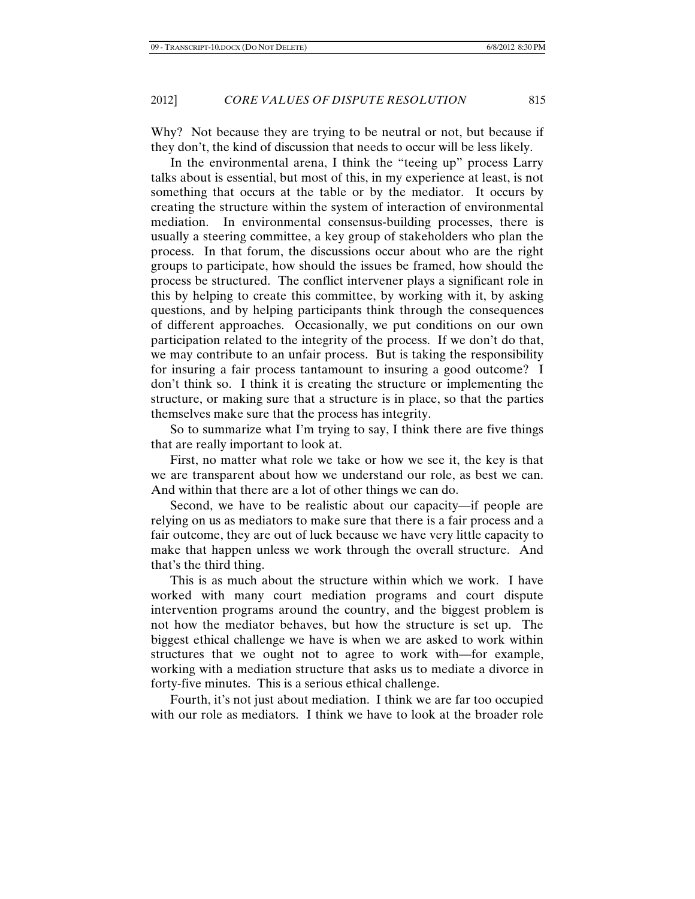Why? Not because they are trying to be neutral or not, but because if they don't, the kind of discussion that needs to occur will be less likely.

In the environmental arena, I think the "teeing up" process Larry talks about is essential, but most of this, in my experience at least, is not something that occurs at the table or by the mediator. It occurs by creating the structure within the system of interaction of environmental mediation. In environmental consensus-building processes, there is usually a steering committee, a key group of stakeholders who plan the process. In that forum, the discussions occur about who are the right groups to participate, how should the issues be framed, how should the process be structured. The conflict intervener plays a significant role in this by helping to create this committee, by working with it, by asking questions, and by helping participants think through the consequences of different approaches. Occasionally, we put conditions on our own participation related to the integrity of the process. If we don't do that, we may contribute to an unfair process. But is taking the responsibility for insuring a fair process tantamount to insuring a good outcome? I don't think so. I think it is creating the structure or implementing the structure, or making sure that a structure is in place, so that the parties themselves make sure that the process has integrity.

So to summarize what I'm trying to say, I think there are five things that are really important to look at.

First, no matter what role we take or how we see it, the key is that we are transparent about how we understand our role, as best we can. And within that there are a lot of other things we can do.

Second, we have to be realistic about our capacity—if people are relying on us as mediators to make sure that there is a fair process and a fair outcome, they are out of luck because we have very little capacity to make that happen unless we work through the overall structure. And that's the third thing.

This is as much about the structure within which we work. I have worked with many court mediation programs and court dispute intervention programs around the country, and the biggest problem is not how the mediator behaves, but how the structure is set up. The biggest ethical challenge we have is when we are asked to work within structures that we ought not to agree to work with—for example, working with a mediation structure that asks us to mediate a divorce in forty-five minutes. This is a serious ethical challenge.

Fourth, it's not just about mediation. I think we are far too occupied with our role as mediators. I think we have to look at the broader role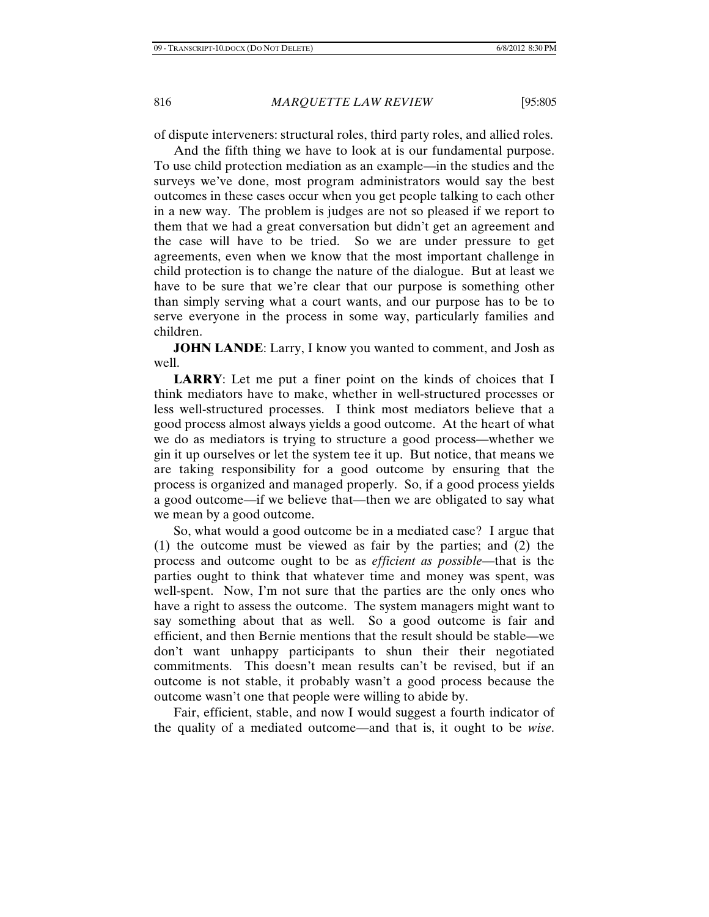of dispute interveners: structural roles, third party roles, and allied roles.

And the fifth thing we have to look at is our fundamental purpose. To use child protection mediation as an example—in the studies and the surveys we've done, most program administrators would say the best outcomes in these cases occur when you get people talking to each other in a new way. The problem is judges are not so pleased if we report to them that we had a great conversation but didn't get an agreement and the case will have to be tried. So we are under pressure to get agreements, even when we know that the most important challenge in child protection is to change the nature of the dialogue. But at least we have to be sure that we're clear that our purpose is something other than simply serving what a court wants, and our purpose has to be to serve everyone in the process in some way, particularly families and children.

**JOHN LANDE**: Larry, I know you wanted to comment, and Josh as well.

**LARRY**: Let me put a finer point on the kinds of choices that I think mediators have to make, whether in well-structured processes or less well-structured processes. I think most mediators believe that a good process almost always yields a good outcome. At the heart of what we do as mediators is trying to structure a good process—whether we gin it up ourselves or let the system tee it up. But notice, that means we are taking responsibility for a good outcome by ensuring that the process is organized and managed properly. So, if a good process yields a good outcome—if we believe that—then we are obligated to say what we mean by a good outcome.

So, what would a good outcome be in a mediated case? I argue that (1) the outcome must be viewed as fair by the parties; and (2) the process and outcome ought to be as *efficient as possible*—that is the parties ought to think that whatever time and money was spent, was well-spent. Now, I'm not sure that the parties are the only ones who have a right to assess the outcome. The system managers might want to say something about that as well. So a good outcome is fair and efficient, and then Bernie mentions that the result should be stable—we don't want unhappy participants to shun their their negotiated commitments. This doesn't mean results can't be revised, but if an outcome is not stable, it probably wasn't a good process because the outcome wasn't one that people were willing to abide by.

Fair, efficient, stable, and now I would suggest a fourth indicator of the quality of a mediated outcome—and that is, it ought to be *wise*.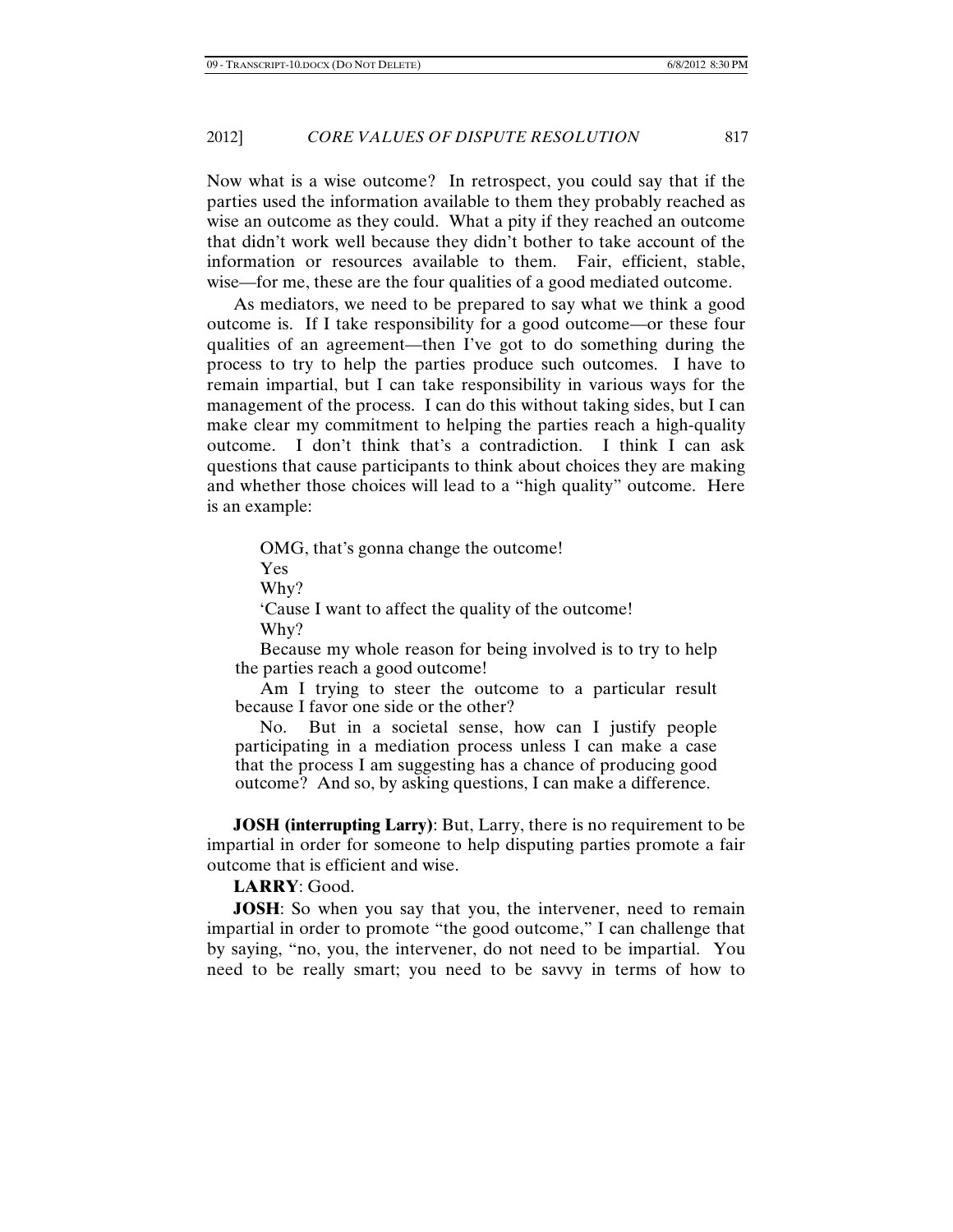Now what is a wise outcome? In retrospect, you could say that if the parties used the information available to them they probably reached as wise an outcome as they could. What a pity if they reached an outcome that didn't work well because they didn't bother to take account of the information or resources available to them. Fair, efficient, stable, wise—for me, these are the four qualities of a good mediated outcome.

As mediators, we need to be prepared to say what we think a good outcome is. If I take responsibility for a good outcome—or these four qualities of an agreement—then I've got to do something during the process to try to help the parties produce such outcomes. I have to remain impartial, but I can take responsibility in various ways for the management of the process. I can do this without taking sides, but I can make clear my commitment to helping the parties reach a high-quality outcome. I don't think that's a contradiction. I think I can ask questions that cause participants to think about choices they are making and whether those choices will lead to a "high quality" outcome. Here is an example:

> OMG, that's gonna change the outcome!
>
> Yes
>
> Why?
>
> 'Cause I want to affect the quality of the outcome!
>
> Why?
>
> Because my whole reason for being involved is to try to help the parties reach a good outcome!
>
> Am I trying to steer the outcome to a particular result because I favor one side or the other?
>
> No. But in a societal sense, how can I justify people participating in a mediation process unless I can make a case that the process I am suggesting has a chance of producing good outcome? And so, by asking questions, I can make a difference.

**JOSH (interrupting Larry)**: But, Larry, there is no requirement to be impartial in order for someone to help disputing parties promote a fair outcome that is efficient and wise.

**LARRY**: Good.

**JOSH**: So when you say that you, the intervener, need to remain impartial in order to promote "the good outcome," I can challenge that by saying, "no, you, the intervener, do not need to be impartial. You need to be really smart; you need to be savvy in terms of how to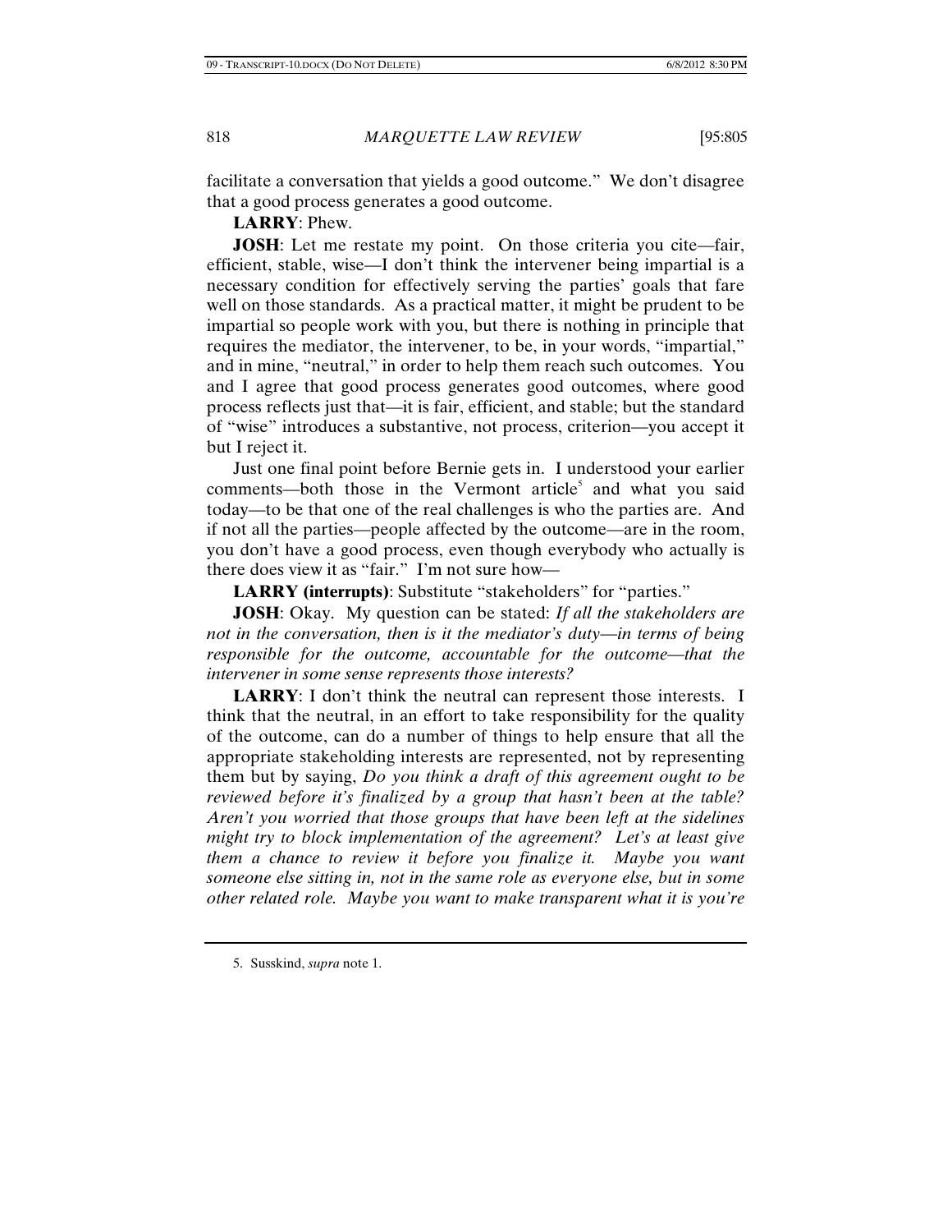facilitate a conversation that yields a good outcome." We don't disagree that a good process generates a good outcome.

**LARRY**: Phew.

**JOSH**: Let me restate my point. On those criteria you cite—fair, efficient, stable, wise—I don't think the intervener being impartial is a necessary condition for effectively serving the parties' goals that fare well on those standards. As a practical matter, it might be prudent to be impartial so people work with you, but there is nothing in principle that requires the mediator, the intervener, to be, in your words, "impartial," and in mine, "neutral," in order to help them reach such outcomes. You and I agree that good process generates good outcomes, where good process reflects just that—it is fair, efficient, and stable; but the standard of "wise" introduces a substantive, not process, criterion—you accept it but I reject it.

Just one final point before Bernie gets in. I understood your earlier comments—both those in the Vermont article[5] and what you said today—to be that one of the real challenges is who the parties are. And if not all the parties—people affected by the outcome—are in the room, you don't have a good process, even though everybody who actually is there does view it as "fair." I'm not sure how—

**LARRY (interrupts)**: Substitute "stakeholders" for "parties."

**JOSH**: Okay. My question can be stated: *If all the stakeholders are not in the conversation, then is it the mediator's duty—in terms of being responsible for the outcome, accountable for the outcome—that the intervener in some sense represents those interests?*

**LARRY**: I don't think the neutral can represent those interests. I think that the neutral, in an effort to take responsibility for the quality of the outcome, can do a number of things to help ensure that all the appropriate stakeholding interests are represented, not by representing them but by saying, *Do you think a draft of this agreement ought to be reviewed before it's finalized by a group that hasn't been at the table? Aren't you worried that those groups that have been left at the sidelines might try to block implementation of the agreement? Let's at least give them a chance to review it before you finalize it. Maybe you want someone else sitting in, not in the same role as everyone else, but in some other related role. Maybe you want to make transparent what it is you're*

5. Susskind, *supra* note 1.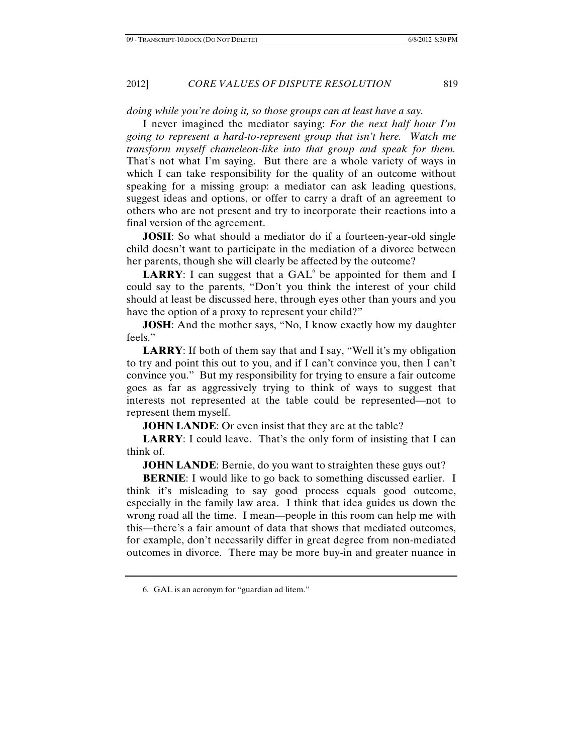*doing while you're doing it, so those groups can at least have a say.*

I never imagined the mediator saying: *For the next half hour I'm going to represent a hard-to-represent group that isn't here. Watch me transform myself chameleon-like into that group and speak for them.* That's not what I'm saying. But there are a whole variety of ways in which I can take responsibility for the quality of an outcome without speaking for a missing group: a mediator can ask leading questions, suggest ideas and options, or offer to carry a draft of an agreement to others who are not present and try to incorporate their reactions into a final version of the agreement.

**JOSH**: So what should a mediator do if a fourteen-year-old single child doesn't want to participate in the mediation of a divorce between her parents, though she will clearly be affected by the outcome?

**LARRY**: I can suggest that a GAL[6] be appointed for them and I could say to the parents, "Don't you think the interest of your child should at least be discussed here, through eyes other than yours and you have the option of a proxy to represent your child?"

**JOSH**: And the mother says, "No, I know exactly how my daughter feels."

**LARRY**: If both of them say that and I say, "Well it's my obligation to try and point this out to you, and if I can't convince you, then I can't convince you." But my responsibility for trying to ensure a fair outcome goes as far as aggressively trying to think of ways to suggest that interests not represented at the table could be represented—not to represent them myself.

**JOHN LANDE**: Or even insist that they are at the table?

**LARRY**: I could leave. That's the only form of insisting that I can think of.

**JOHN LANDE**: Bernie, do you want to straighten these guys out?

**BERNIE**: I would like to go back to something discussed earlier. I think it's misleading to say good process equals good outcome, especially in the family law area. I think that idea guides us down the wrong road all the time. I mean—people in this room can help me with this—there's a fair amount of data that shows that mediated outcomes, for example, don't necessarily differ in great degree from non-mediated outcomes in divorce. There may be more buy-in and greater nuance in

6. GAL is an acronym for "guardian ad litem."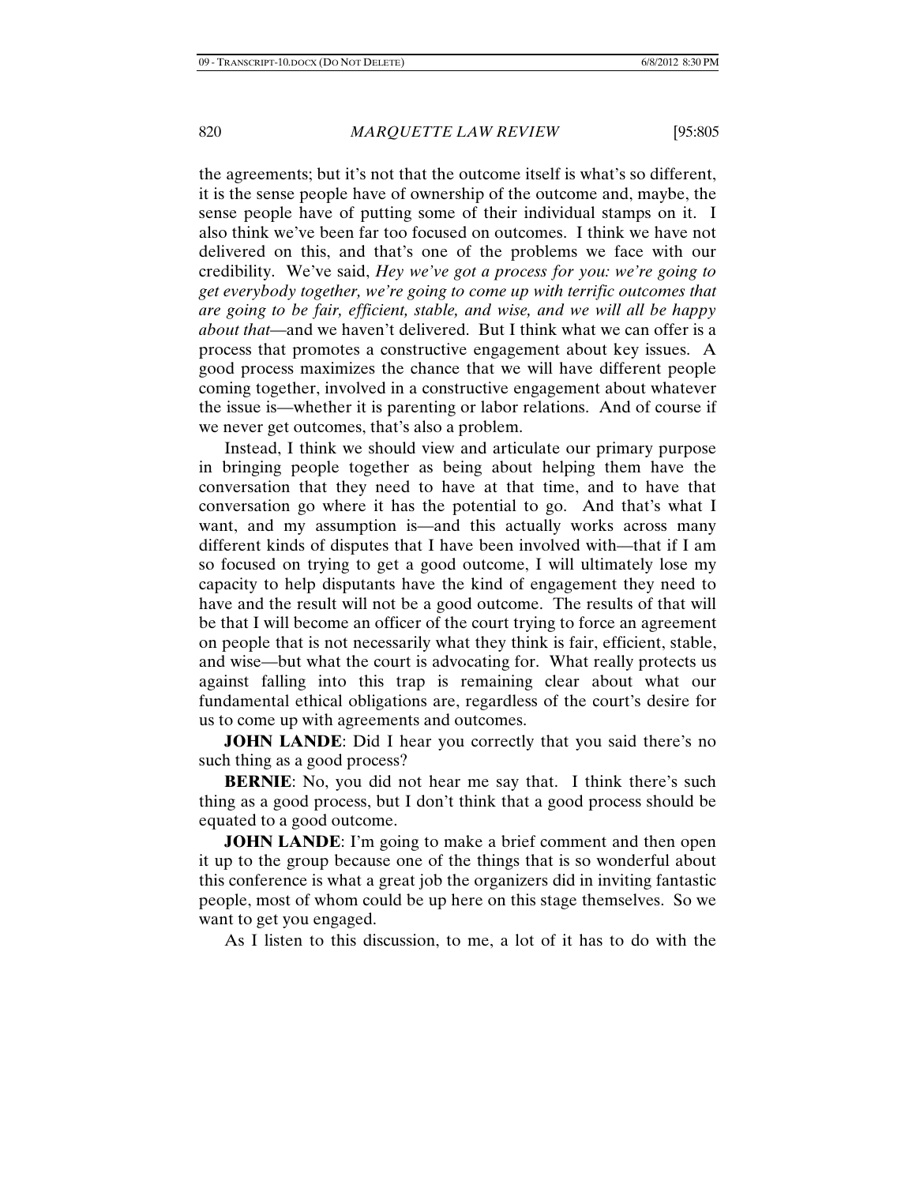the agreements; but it's not that the outcome itself is what's so different, it is the sense people have of ownership of the outcome and, maybe, the sense people have of putting some of their individual stamps on it. I also think we've been far too focused on outcomes. I think we have not delivered on this, and that's one of the problems we face with our credibility. We've said, *Hey we've got a process for you: we're going to get everybody together, we're going to come up with terrific outcomes that are going to be fair, efficient, stable, and wise, and we will all be happy about that*—and we haven't delivered. But I think what we can offer is a process that promotes a constructive engagement about key issues. A good process maximizes the chance that we will have different people coming together, involved in a constructive engagement about whatever the issue is—whether it is parenting or labor relations. And of course if we never get outcomes, that's also a problem.

Instead, I think we should view and articulate our primary purpose in bringing people together as being about helping them have the conversation that they need to have at that time, and to have that conversation go where it has the potential to go. And that's what I want, and my assumption is—and this actually works across many different kinds of disputes that I have been involved with—that if I am so focused on trying to get a good outcome, I will ultimately lose my capacity to help disputants have the kind of engagement they need to have and the result will not be a good outcome. The results of that will be that I will become an officer of the court trying to force an agreement on people that is not necessarily what they think is fair, efficient, stable, and wise—but what the court is advocating for. What really protects us against falling into this trap is remaining clear about what our fundamental ethical obligations are, regardless of the court's desire for us to come up with agreements and outcomes.

**JOHN LANDE**: Did I hear you correctly that you said there's no such thing as a good process?

**BERNIE**: No, you did not hear me say that. I think there's such thing as a good process, but I don't think that a good process should be equated to a good outcome.

**JOHN LANDE**: I'm going to make a brief comment and then open it up to the group because one of the things that is so wonderful about this conference is what a great job the organizers did in inviting fantastic people, most of whom could be up here on this stage themselves. So we want to get you engaged.

As I listen to this discussion, to me, a lot of it has to do with the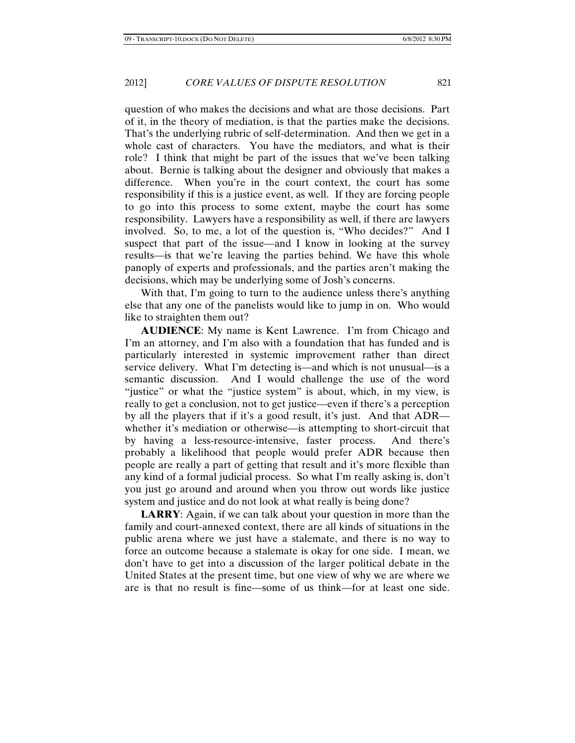question of who makes the decisions and what are those decisions. Part of it, in the theory of mediation, is that the parties make the decisions. That's the underlying rubric of self-determination. And then we get in a whole cast of characters. You have the mediators, and what is their role? I think that might be part of the issues that we've been talking about. Bernie is talking about the designer and obviously that makes a difference. When you're in the court context, the court has some responsibility if this is a justice event, as well. If they are forcing people to go into this process to some extent, maybe the court has some responsibility. Lawyers have a responsibility as well, if there are lawyers involved. So, to me, a lot of the question is, "Who decides?" And I suspect that part of the issue—and I know in looking at the survey results—is that we're leaving the parties behind. We have this whole panoply of experts and professionals, and the parties aren't making the decisions, which may be underlying some of Josh's concerns.

With that, I'm going to turn to the audience unless there's anything else that any one of the panelists would like to jump in on. Who would like to straighten them out?

**AUDIENCE**: My name is Kent Lawrence. I'm from Chicago and I'm an attorney, and I'm also with a foundation that has funded and is particularly interested in systemic improvement rather than direct service delivery. What I'm detecting is—and which is not unusual—is a semantic discussion. And I would challenge the use of the word "justice" or what the "justice system" is about, which, in my view, is really to get a conclusion, not to get justice—even if there's a perception by all the players that if it's a good result, it's just. And that ADR—whether it's mediation or otherwise—is attempting to short-circuit that by having a less-resource-intensive, faster process. And there's probably a likelihood that people would prefer ADR because then people are really a part of getting that result and it's more flexible than any kind of a formal judicial process. So what I'm really asking is, don't you just go around and around when you throw out words like justice system and justice and do not look at what really is being done?

**LARRY**: Again, if we can talk about your question in more than the family and court-annexed context, there are all kinds of situations in the public arena where we just have a stalemate, and there is no way to force an outcome because a stalemate is okay for one side. I mean, we don't have to get into a discussion of the larger political debate in the United States at the present time, but one view of why we are where we are is that no result is fine—some of us think—for at least one side.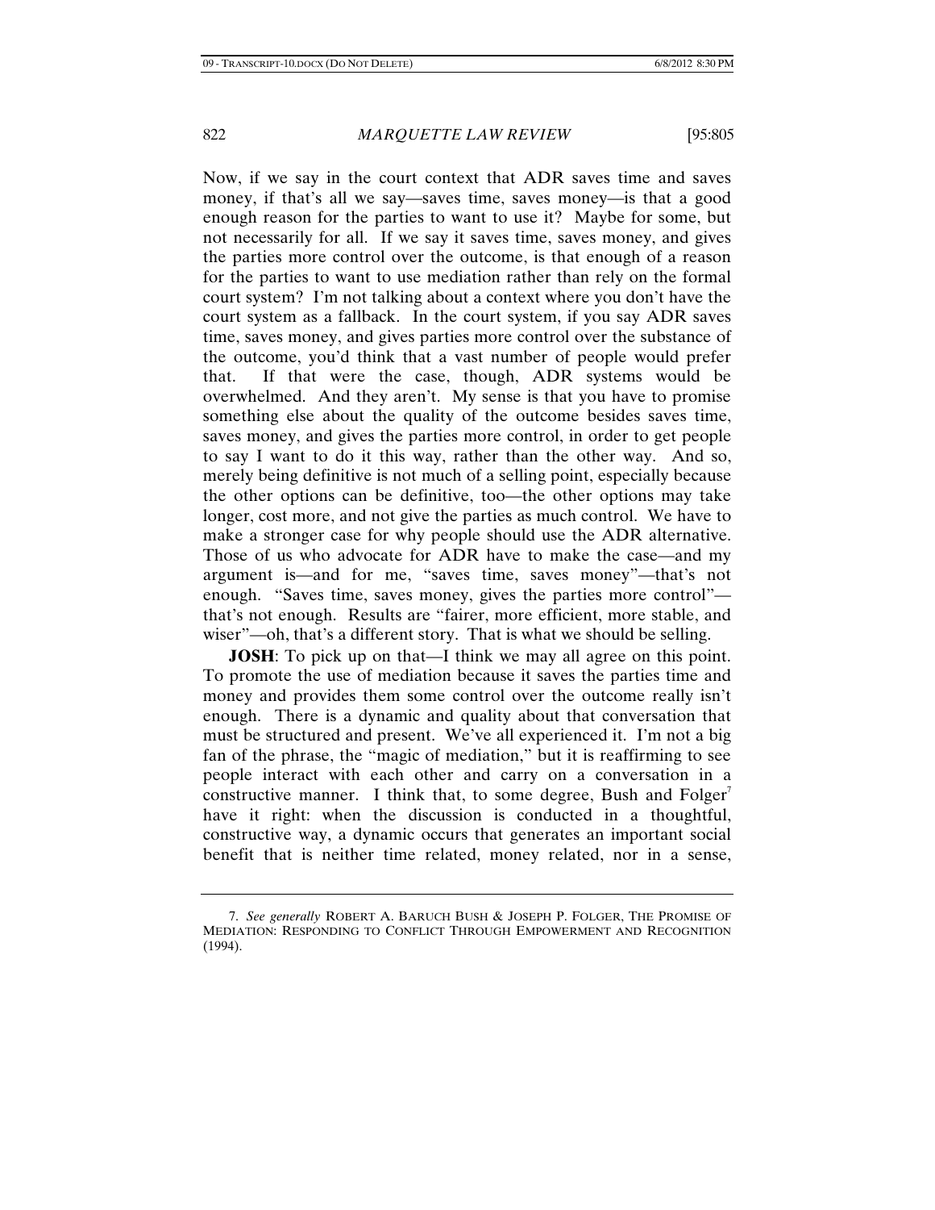Now, if we say in the court context that ADR saves time and saves money, if that's all we say—saves time, saves money—is that a good enough reason for the parties to want to use it? Maybe for some, but not necessarily for all. If we say it saves time, saves money, and gives the parties more control over the outcome, is that enough of a reason for the parties to want to use mediation rather than rely on the formal court system? I'm not talking about a context where you don't have the court system as a fallback. In the court system, if you say ADR saves time, saves money, and gives parties more control over the substance of the outcome, you'd think that a vast number of people would prefer that. If that were the case, though, ADR systems would be overwhelmed. And they aren't. My sense is that you have to promise something else about the quality of the outcome besides saves time, saves money, and gives the parties more control, in order to get people to say I want to do it this way, rather than the other way. And so, merely being definitive is not much of a selling point, especially because the other options can be definitive, too—the other options may take longer, cost more, and not give the parties as much control. We have to make a stronger case for why people should use the ADR alternative. Those of us who advocate for ADR have to make the case—and my argument is—and for me, "saves time, saves money"—that's not enough. "Saves time, saves money, gives the parties more control"—that's not enough. Results are "fairer, more efficient, more stable, and wiser"—oh, that's a different story. That is what we should be selling.

**JOSH**: To pick up on that—I think we may all agree on this point. To promote the use of mediation because it saves the parties time and money and provides them some control over the outcome really isn't enough. There is a dynamic and quality about that conversation that must be structured and present. We've all experienced it. I'm not a big fan of the phrase, the "magic of mediation," but it is reaffirming to see people interact with each other and carry on a conversation in a constructive manner. I think that, to some degree, Bush and Folger[7] have it right: when the discussion is conducted in a thoughtful, constructive way, a dynamic occurs that generates an important social benefit that is neither time related, money related, nor in a sense,

---

7. *See generally* ROBERT A. BARUCH BUSH & JOSEPH P. FOLGER, THE PROMISE OF MEDIATION: RESPONDING TO CONFLICT THROUGH EMPOWERMENT AND RECOGNITION (1994).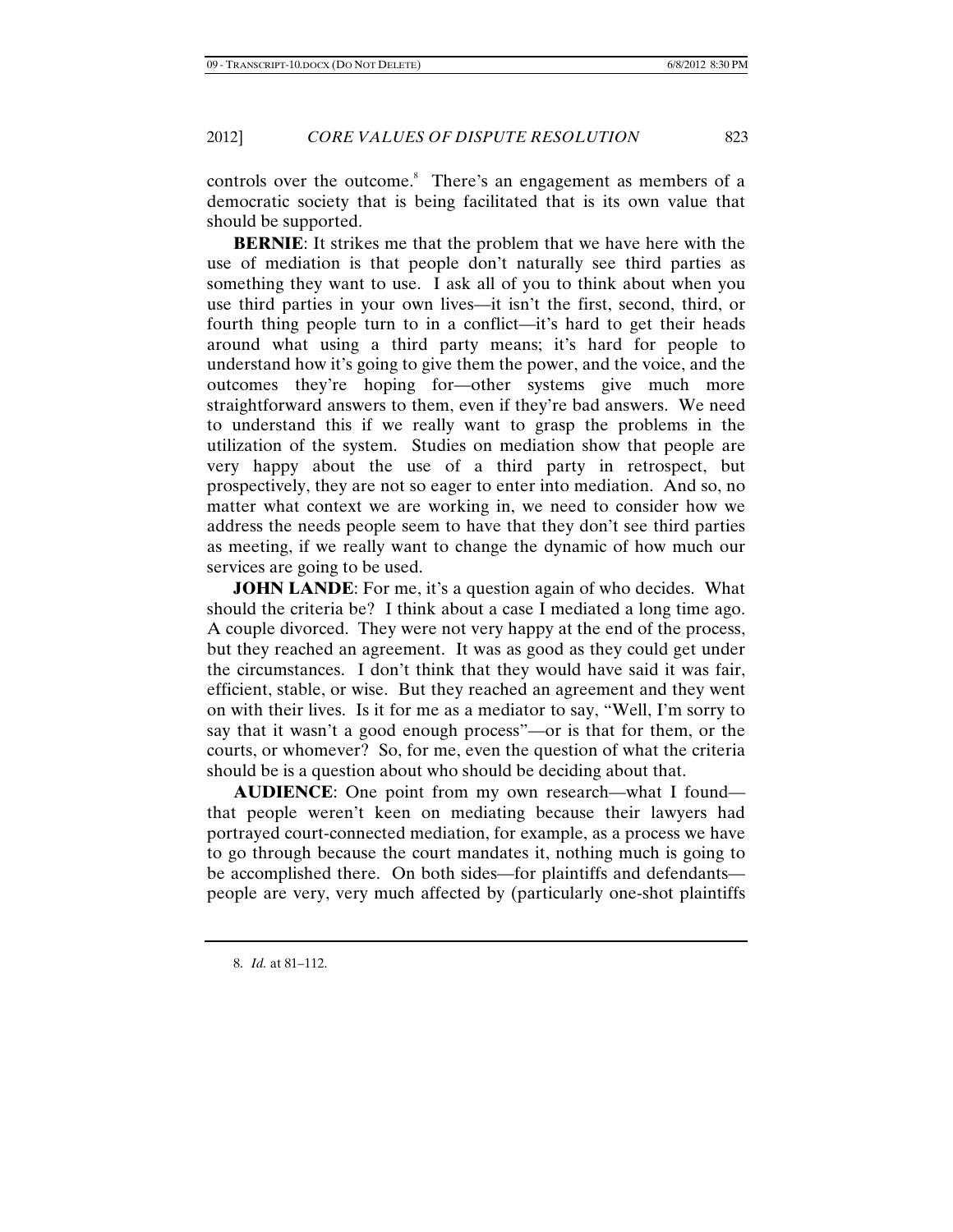controls over the outcome.[8] There's an engagement as members of a democratic society that is being facilitated that is its own value that should be supported.

**BERNIE**: It strikes me that the problem that we have here with the use of mediation is that people don't naturally see third parties as something they want to use. I ask all of you to think about when you use third parties in your own lives—it isn't the first, second, third, or fourth thing people turn to in a conflict—it's hard to get their heads around what using a third party means; it's hard for people to understand how it's going to give them the power, and the voice, and the outcomes they're hoping for—other systems give much more straightforward answers to them, even if they're bad answers. We need to understand this if we really want to grasp the problems in the utilization of the system. Studies on mediation show that people are very happy about the use of a third party in retrospect, but prospectively, they are not so eager to enter into mediation. And so, no matter what context we are working in, we need to consider how we address the needs people seem to have that they don't see third parties as meeting, if we really want to change the dynamic of how much our services are going to be used.

**JOHN LANDE**: For me, it's a question again of who decides. What should the criteria be? I think about a case I mediated a long time ago. A couple divorced. They were not very happy at the end of the process, but they reached an agreement. It was as good as they could get under the circumstances. I don't think that they would have said it was fair, efficient, stable, or wise. But they reached an agreement and they went on with their lives. Is it for me as a mediator to say, "Well, I'm sorry to say that it wasn't a good enough process"—or is that for them, or the courts, or whomever? So, for me, even the question of what the criteria should be is a question about who should be deciding about that.

**AUDIENCE**: One point from my own research—what I found—that people weren't keen on mediating because their lawyers had portrayed court-connected mediation, for example, as a process we have to go through because the court mandates it, nothing much is going to be accomplished there. On both sides—for plaintiffs and defendants—people are very, very much affected by (particularly one-shot plaintiffs

8. *Id.* at 81–112.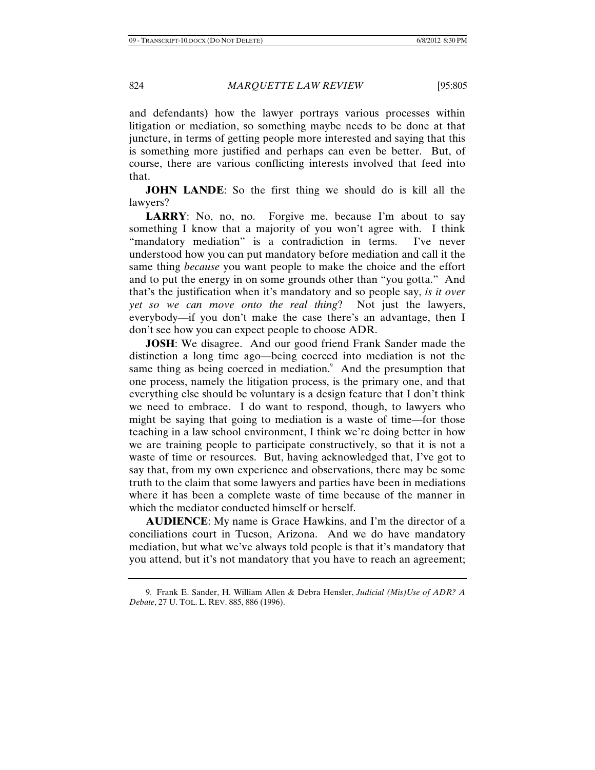and defendants) how the lawyer portrays various processes within litigation or mediation, so something maybe needs to be done at that juncture, in terms of getting people more interested and saying that this is something more justified and perhaps can even be better. But, of course, there are various conflicting interests involved that feed into that.

**JOHN LANDE**: So the first thing we should do is kill all the lawyers?

**LARRY**: No, no, no. Forgive me, because I'm about to say something I know that a majority of you won't agree with. I think "mandatory mediation" is a contradiction in terms. I've never understood how you can put mandatory before mediation and call it the same thing *because* you want people to make the choice and the effort and to put the energy in on some grounds other than "you gotta." And that's the justification when it's mandatory and so people say, *is it over yet so we can move onto the real thing*? Not just the lawyers, everybody—if you don't make the case there's an advantage, then I don't see how you can expect people to choose ADR.

**JOSH**: We disagree. And our good friend Frank Sander made the distinction a long time ago—being coerced into mediation is not the same thing as being coerced in mediation.[9] And the presumption that one process, namely the litigation process, is the primary one, and that everything else should be voluntary is a design feature that I don't think we need to embrace. I do want to respond, though, to lawyers who might be saying that going to mediation is a waste of time—for those teaching in a law school environment, I think we're doing better in how we are training people to participate constructively, so that it is not a waste of time or resources. But, having acknowledged that, I've got to say that, from my own experience and observations, there may be some truth to the claim that some lawyers and parties have been in mediations where it has been a complete waste of time because of the manner in which the mediator conducted himself or herself.

**AUDIENCE**: My name is Grace Hawkins, and I'm the director of a conciliations court in Tucson, Arizona. And we do have mandatory mediation, but what we've always told people is that it's mandatory that you attend, but it's not mandatory that you have to reach an agreement;

9. Frank E. Sander, H. William Allen & Debra Hensler, *Judicial (Mis)Use of ADR? A Debate*, 27 U. TOL. L. REV. 885, 886 (1996).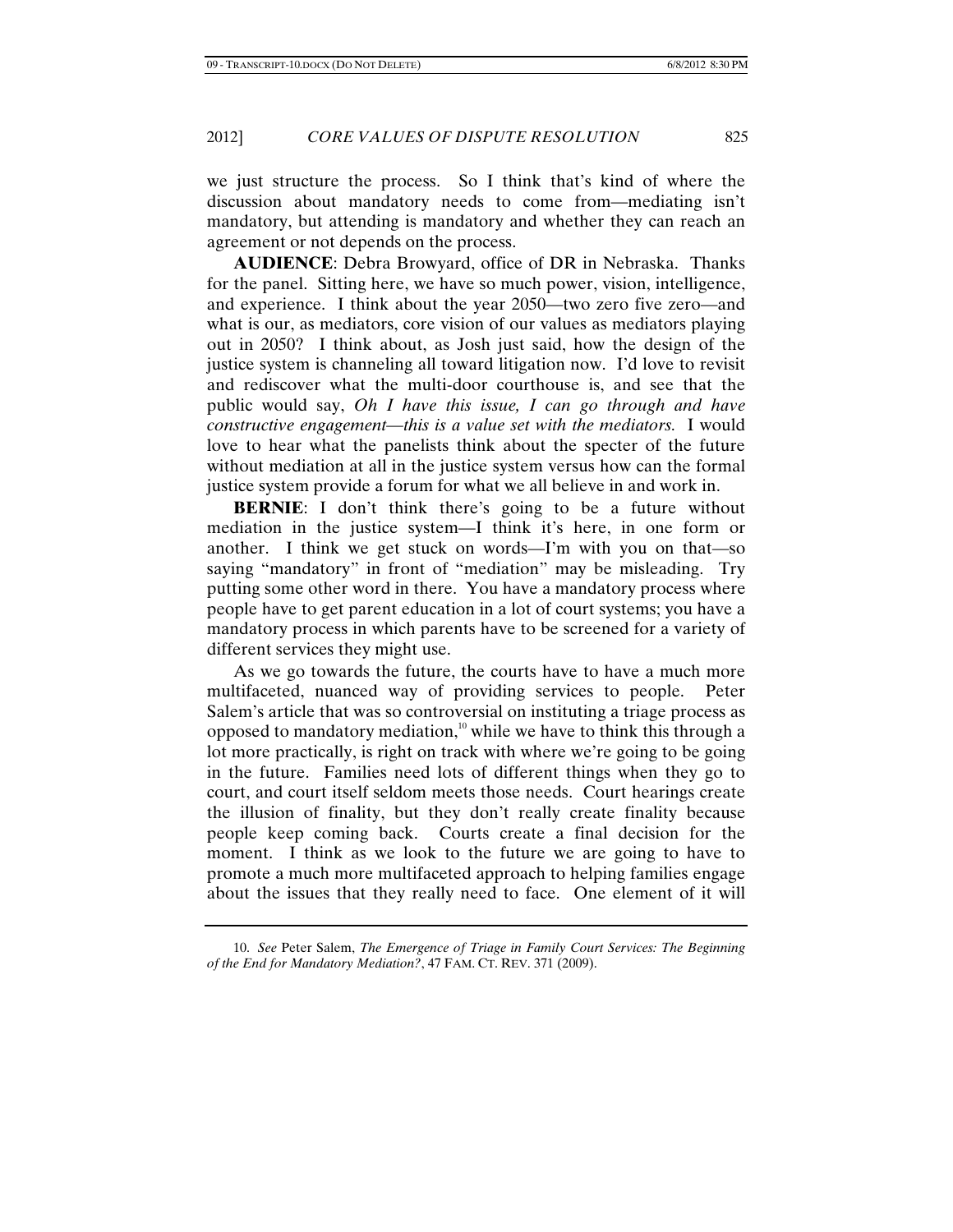we just structure the process. So I think that's kind of where the discussion about mandatory needs to come from—mediating isn't mandatory, but attending is mandatory and whether they can reach an agreement or not depends on the process.

**AUDIENCE**: Debra Browyard, office of DR in Nebraska. Thanks for the panel. Sitting here, we have so much power, vision, intelligence, and experience. I think about the year 2050—two zero five zero—and what is our, as mediators, core vision of our values as mediators playing out in 2050? I think about, as Josh just said, how the design of the justice system is channeling all toward litigation now. I'd love to revisit and rediscover what the multi-door courthouse is, and see that the public would say, *Oh I have this issue, I can go through and have constructive engagement—this is a value set with the mediators.* I would love to hear what the panelists think about the specter of the future without mediation at all in the justice system versus how can the formal justice system provide a forum for what we all believe in and work in.

**BERNIE**: I don't think there's going to be a future without mediation in the justice system—I think it's here, in one form or another. I think we get stuck on words—I'm with you on that—so saying "mandatory" in front of "mediation" may be misleading. Try putting some other word in there. You have a mandatory process where people have to get parent education in a lot of court systems; you have a mandatory process in which parents have to be screened for a variety of different services they might use.

As we go towards the future, the courts have to have a much more multifaceted, nuanced way of providing services to people. Peter Salem's article that was so controversial on instituting a triage process as opposed to mandatory mediation,[10] while we have to think this through a lot more practically, is right on track with where we're going to be going in the future. Families need lots of different things when they go to court, and court itself seldom meets those needs. Court hearings create the illusion of finality, but they don't really create finality because people keep coming back. Courts create a final decision for the moment. I think as we look to the future we are going to have to promote a much more multifaceted approach to helping families engage about the issues that they really need to face. One element of it will

---

10. *See* Peter Salem, *The Emergence of Triage in Family Court Services: The Beginning of the End for Mandatory Mediation?*, 47 FAM. CT. REV. 371 (2009).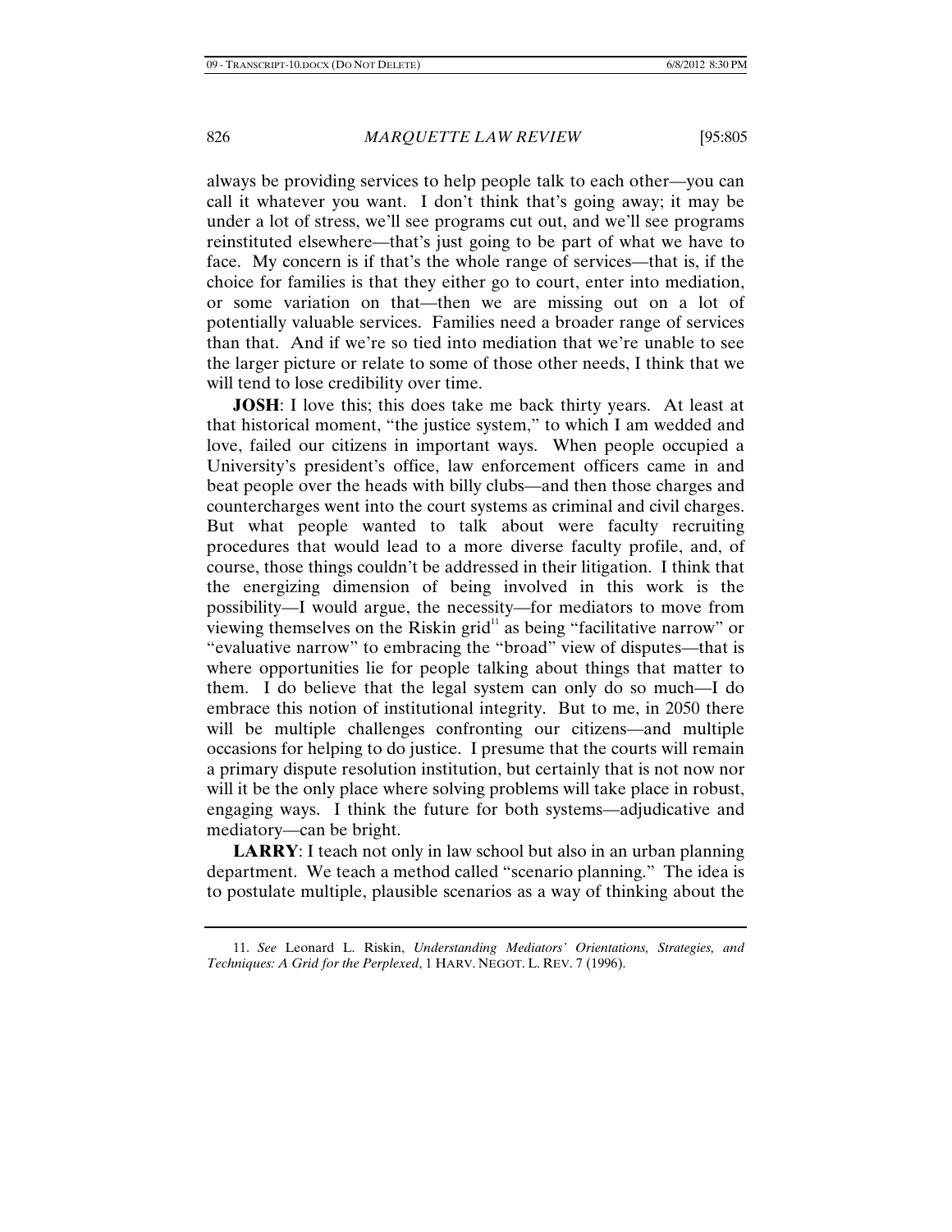always be providing services to help people talk to each other—you can call it whatever you want. I don't think that's going away; it may be under a lot of stress, we'll see programs cut out, and we'll see programs reinstituted elsewhere—that's just going to be part of what we have to face. My concern is if that's the whole range of services—that is, if the choice for families is that they either go to court, enter into mediation, or some variation on that—then we are missing out on a lot of potentially valuable services. Families need a broader range of services than that. And if we're so tied into mediation that we're unable to see the larger picture or relate to some of those other needs, I think that we will tend to lose credibility over time.

**JOSH**: I love this; this does take me back thirty years. At least at that historical moment, "the justice system," to which I am wedded and love, failed our citizens in important ways. When people occupied a University's president's office, law enforcement officers came in and beat people over the heads with billy clubs—and then those charges and countercharges went into the court systems as criminal and civil charges. But what people wanted to talk about were faculty recruiting procedures that would lead to a more diverse faculty profile, and, of course, those things couldn't be addressed in their litigation. I think that the energizing dimension of being involved in this work is the possibility—I would argue, the necessity—for mediators to move from viewing themselves on the Riskin grid[11] as being "facilitative narrow" or "evaluative narrow" to embracing the "broad" view of disputes—that is where opportunities lie for people talking about things that matter to them. I do believe that the legal system can only do so much—I do embrace this notion of institutional integrity. But to me, in 2050 there will be multiple challenges confronting our citizens—and multiple occasions for helping to do justice. I presume that the courts will remain a primary dispute resolution institution, but certainly that is not now nor will it be the only place where solving problems will take place in robust, engaging ways. I think the future for both systems—adjudicative and mediatory—can be bright.

**LARRY**: I teach not only in law school but also in an urban planning department. We teach a method called "scenario planning." The idea is to postulate multiple, plausible scenarios as a way of thinking about the

---

11. *See* Leonard L. Riskin, *Understanding Mediators' Orientations, Strategies, and Techniques: A Grid for the Perplexed*, 1 HARV. NEGOT. L. REV. 7 (1996).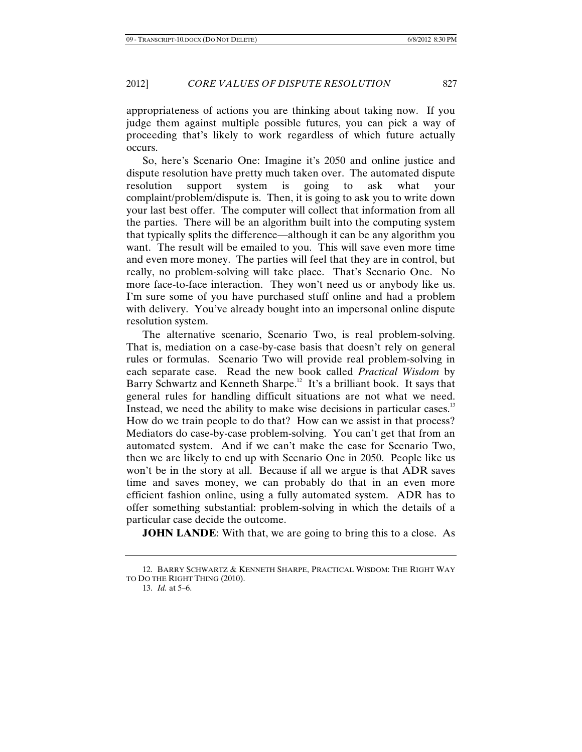appropriateness of actions you are thinking about taking now. If you judge them against multiple possible futures, you can pick a way of proceeding that's likely to work regardless of which future actually occurs.

So, here's Scenario One: Imagine it's 2050 and online justice and dispute resolution have pretty much taken over. The automated dispute resolution support system is going to ask what your complaint/problem/dispute is. Then, it is going to ask you to write down your last best offer. The computer will collect that information from all the parties. There will be an algorithm built into the computing system that typically splits the difference—although it can be any algorithm you want. The result will be emailed to you. This will save even more time and even more money. The parties will feel that they are in control, but really, no problem-solving will take place. That's Scenario One. No more face-to-face interaction. They won't need us or anybody like us. I'm sure some of you have purchased stuff online and had a problem with delivery. You've already bought into an impersonal online dispute resolution system.

The alternative scenario, Scenario Two, is real problem-solving. That is, mediation on a case-by-case basis that doesn't rely on general rules or formulas. Scenario Two will provide real problem-solving in each separate case. Read the new book called *Practical Wisdom* by Barry Schwartz and Kenneth Sharpe.[12] It's a brilliant book. It says that general rules for handling difficult situations are not what we need. Instead, we need the ability to make wise decisions in particular cases.[13] How do we train people to do that? How can we assist in that process? Mediators do case-by-case problem-solving. You can't get that from an automated system. And if we can't make the case for Scenario Two, then we are likely to end up with Scenario One in 2050. People like us won't be in the story at all. Because if all we argue is that ADR saves time and saves money, we can probably do that in an even more efficient fashion online, using a fully automated system. ADR has to offer something substantial: problem-solving in which the details of a particular case decide the outcome.

**JOHN LANDE**: With that, we are going to bring this to a close. As

---

12. BARRY SCHWARTZ & KENNETH SHARPE, PRACTICAL WISDOM: THE RIGHT WAY TO DO THE RIGHT THING (2010).

13. *Id.* at 5–6.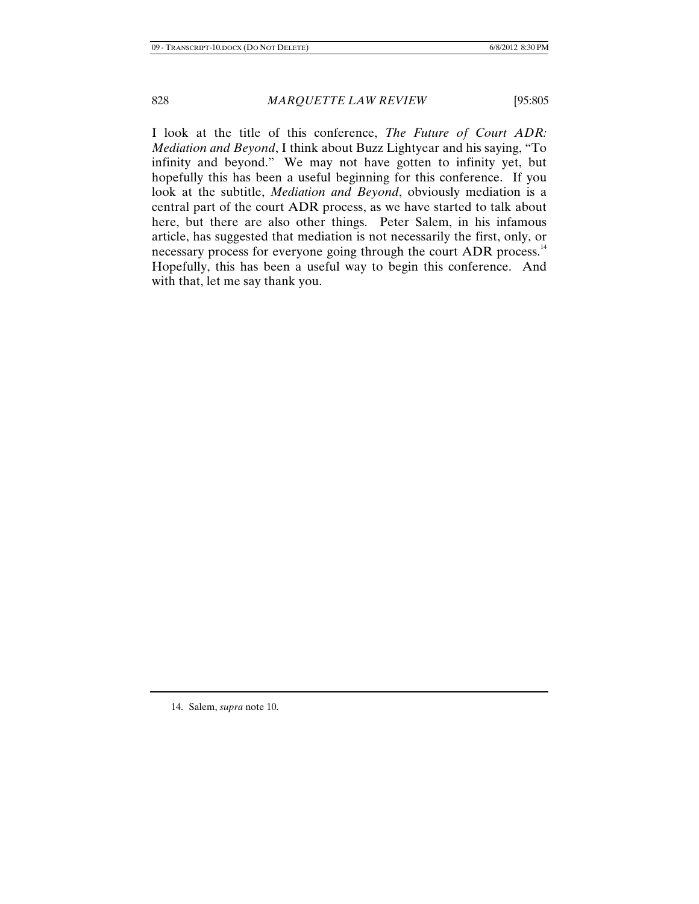I look at the title of this conference, *The Future of Court ADR: Mediation and Beyond*, I think about Buzz Lightyear and his saying, "To infinity and beyond." We may not have gotten to infinity yet, but hopefully this has been a useful beginning for this conference. If you look at the subtitle, *Mediation and Beyond*, obviously mediation is a central part of the court ADR process, as we have started to talk about here, but there are also other things. Peter Salem, in his infamous article, has suggested that mediation is not necessarily the first, only, or necessary process for everyone going through the court ADR process.[14] Hopefully, this has been a useful way to begin this conference. And with that, let me say thank you.

14. Salem, *supra* note 10.